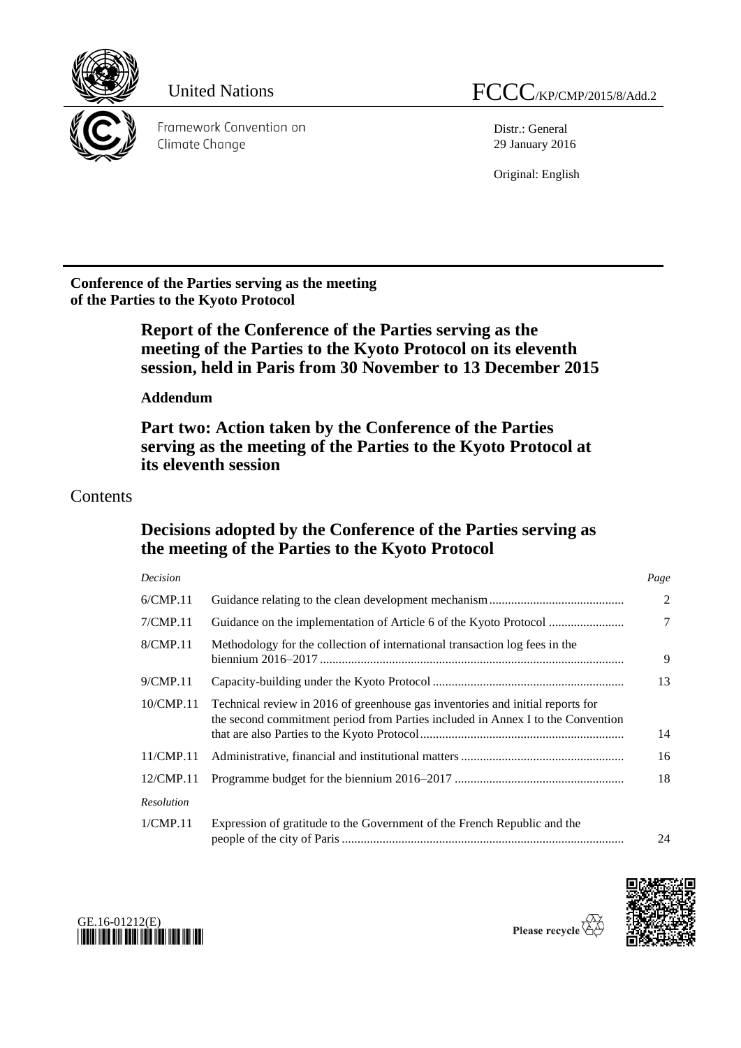United Nations

FCCC/KP/CMP/2015/8/Add.2

Framework Convention on Climate Change

Distr.: General
29 January 2016

Original: English

**Conference of the Parties serving as the meeting of the Parties to the Kyoto Protocol**

# Report of the Conference of the Parties serving as the meeting of the Parties to the Kyoto Protocol on its eleventh session, held in Paris from 30 November to 13 December 2015

**Addendum**

## Part two: Action taken by the Conference of the Parties serving as the meeting of the Parties to the Kyoto Protocol at its eleventh session

## Contents

### Decisions adopted by the Conference of the Parties serving as the meeting of the Parties to the Kyoto Protocol

| *Decision* | | *Page* |
|---|---|---|
| 6/CMP.11 | Guidance relating to the clean development mechanism | 2 |
| 7/CMP.11 | Guidance on the implementation of Article 6 of the Kyoto Protocol | 7 |
| 8/CMP.11 | Methodology for the collection of international transaction log fees in the biennium 2016–2017 | 9 |
| 9/CMP.11 | Capacity-building under the Kyoto Protocol | 13 |
| 10/CMP.11 | Technical review in 2016 of greenhouse gas inventories and initial reports for the second commitment period from Parties included in Annex I to the Convention that are also Parties to the Kyoto Protocol | 14 |
| 11/CMP.11 | Administrative, financial and institutional matters | 16 |
| 12/CMP.11 | Programme budget for the biennium 2016–2017 | 18 |
| *Resolution* | | |
| 1/CMP.11 | Expression of gratitude to the Government of the French Republic and the people of the city of Paris | 24 |

GE.16-01212(E)

Please recycle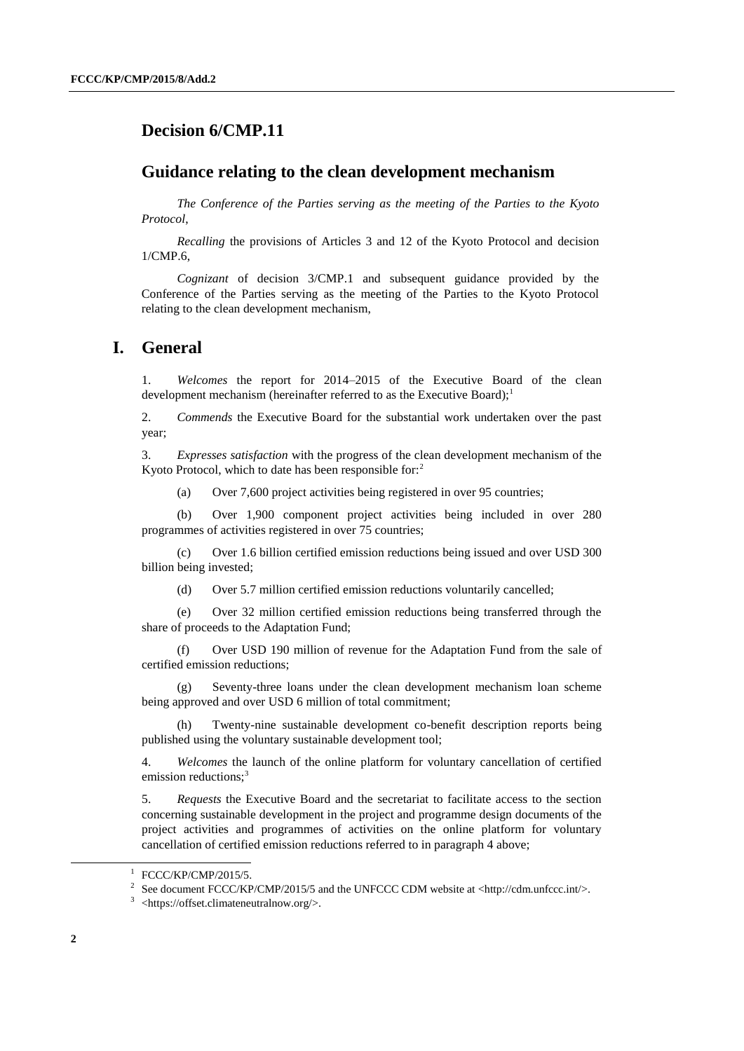# Decision 6/CMP.11

## Guidance relating to the clean development mechanism

*The Conference of the Parties serving as the meeting of the Parties to the Kyoto Protocol*,

*Recalling* the provisions of Articles 3 and 12 of the Kyoto Protocol and decision 1/CMP.6,

*Cognizant* of decision 3/CMP.1 and subsequent guidance provided by the Conference of the Parties serving as the meeting of the Parties to the Kyoto Protocol relating to the clean development mechanism,

## I. General

1. *Welcomes* the report for 2014–2015 of the Executive Board of the clean development mechanism (hereinafter referred to as the Executive Board);[1]

2. *Commends* the Executive Board for the substantial work undertaken over the past year;

3. *Expresses satisfaction* with the progress of the clean development mechanism of the Kyoto Protocol, which to date has been responsible for:[2]

   (a) Over 7,600 project activities being registered in over 95 countries;

   (b) Over 1,900 component project activities being included in over 280 programmes of activities registered in over 75 countries;

   (c) Over 1.6 billion certified emission reductions being issued and over USD 300 billion being invested;

   (d) Over 5.7 million certified emission reductions voluntarily cancelled;

   (e) Over 32 million certified emission reductions being transferred through the share of proceeds to the Adaptation Fund;

   (f) Over USD 190 million of revenue for the Adaptation Fund from the sale of certified emission reductions;

   (g) Seventy-three loans under the clean development mechanism loan scheme being approved and over USD 6 million of total commitment;

   (h) Twenty-nine sustainable development co-benefit description reports being published using the voluntary sustainable development tool;

4. *Welcomes* the launch of the online platform for voluntary cancellation of certified emission reductions;[3]

5. *Requests* the Executive Board and the secretariat to facilitate access to the section concerning sustainable development in the project and programme design documents of the project activities and programmes of activities on the online platform for voluntary cancellation of certified emission reductions referred to in paragraph 4 above;

---

[1] FCCC/KP/CMP/2015/5.

[2] See document FCCC/KP/CMP/2015/5 and the UNFCCC CDM website at <http://cdm.unfccc.int/>.

[3] <https://offset.climateneutralnow.org/>.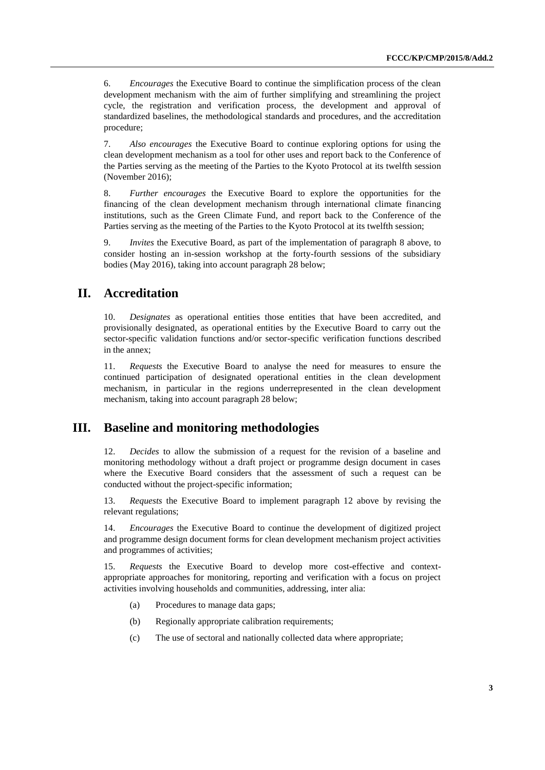6. *Encourages* the Executive Board to continue the simplification process of the clean development mechanism with the aim of further simplifying and streamlining the project cycle, the registration and verification process, the development and approval of standardized baselines, the methodological standards and procedures, and the accreditation procedure;

7. *Also encourages* the Executive Board to continue exploring options for using the clean development mechanism as a tool for other uses and report back to the Conference of the Parties serving as the meeting of the Parties to the Kyoto Protocol at its twelfth session (November 2016);

8. *Further encourages* the Executive Board to explore the opportunities for the financing of the clean development mechanism through international climate financing institutions, such as the Green Climate Fund, and report back to the Conference of the Parties serving as the meeting of the Parties to the Kyoto Protocol at its twelfth session;

9. *Invites* the Executive Board, as part of the implementation of paragraph 8 above, to consider hosting an in-session workshop at the forty-fourth sessions of the subsidiary bodies (May 2016), taking into account paragraph 28 below;

## II. Accreditation

10. *Designates* as operational entities those entities that have been accredited, and provisionally designated, as operational entities by the Executive Board to carry out the sector-specific validation functions and/or sector-specific verification functions described in the annex;

11. *Requests* the Executive Board to analyse the need for measures to ensure the continued participation of designated operational entities in the clean development mechanism, in particular in the regions underrepresented in the clean development mechanism, taking into account paragraph 28 below;

## III. Baseline and monitoring methodologies

12. *Decides* to allow the submission of a request for the revision of a baseline and monitoring methodology without a draft project or programme design document in cases where the Executive Board considers that the assessment of such a request can be conducted without the project-specific information;

13. *Requests* the Executive Board to implement paragraph 12 above by revising the relevant regulations;

14. *Encourages* the Executive Board to continue the development of digitized project and programme design document forms for clean development mechanism project activities and programmes of activities;

15. *Requests* the Executive Board to develop more cost-effective and context-appropriate approaches for monitoring, reporting and verification with a focus on project activities involving households and communities, addressing, inter alia:

(a) Procedures to manage data gaps;

(b) Regionally appropriate calibration requirements;

(c) The use of sectoral and nationally collected data where appropriate;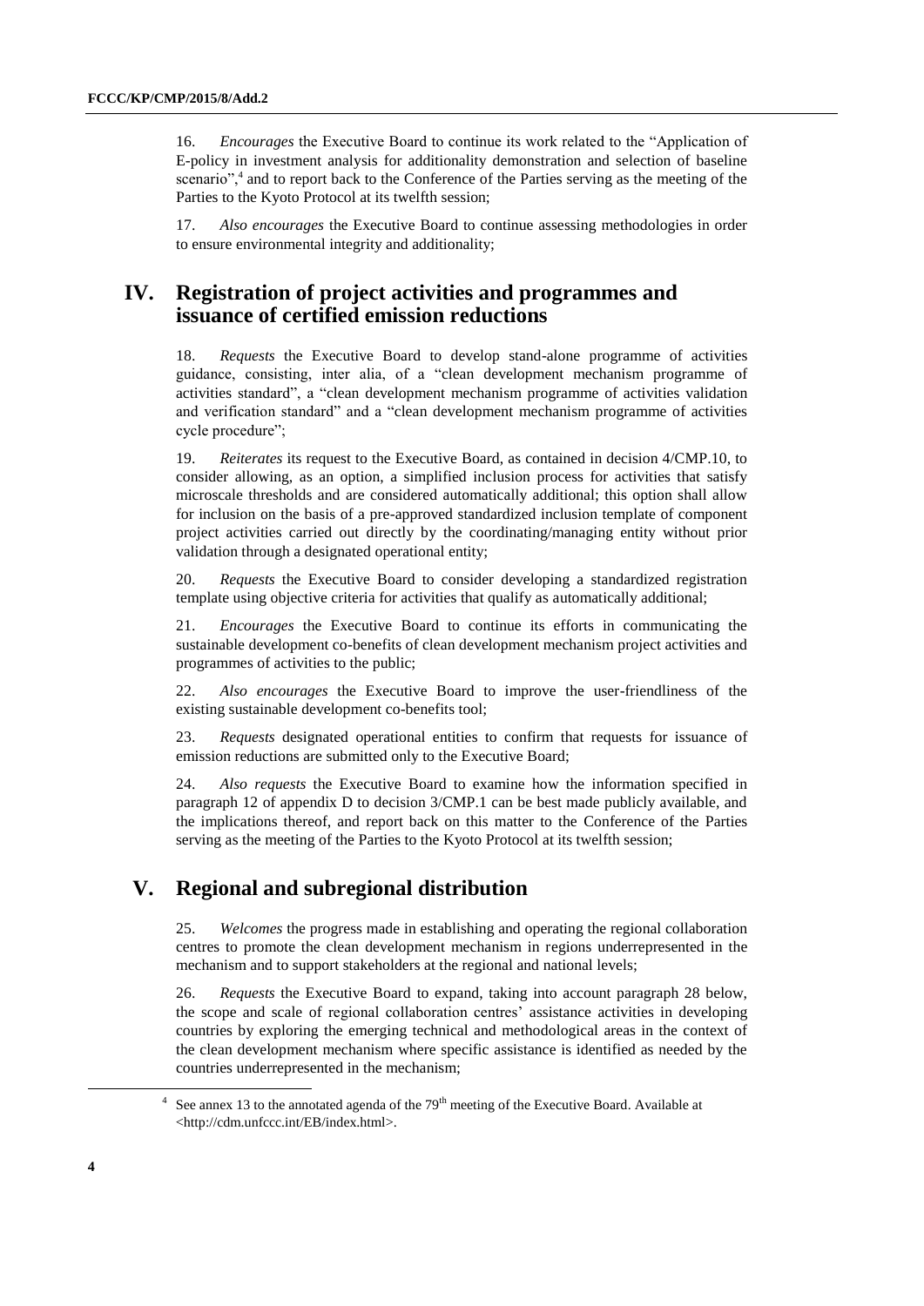16. *Encourages* the Executive Board to continue its work related to the "Application of E-policy in investment analysis for additionality demonstration and selection of baseline scenario",[4] and to report back to the Conference of the Parties serving as the meeting of the Parties to the Kyoto Protocol at its twelfth session;

17. *Also encourages* the Executive Board to continue assessing methodologies in order to ensure environmental integrity and additionality;

## IV. Registration of project activities and programmes and issuance of certified emission reductions

18. *Requests* the Executive Board to develop stand-alone programme of activities guidance, consisting, inter alia, of a "clean development mechanism programme of activities standard", a "clean development mechanism programme of activities validation and verification standard" and a "clean development mechanism programme of activities cycle procedure";

19. *Reiterates* its request to the Executive Board, as contained in decision 4/CMP.10, to consider allowing, as an option, a simplified inclusion process for activities that satisfy microscale thresholds and are considered automatically additional; this option shall allow for inclusion on the basis of a pre-approved standardized inclusion template of component project activities carried out directly by the coordinating/managing entity without prior validation through a designated operational entity;

20. *Requests* the Executive Board to consider developing a standardized registration template using objective criteria for activities that qualify as automatically additional;

21. *Encourages* the Executive Board to continue its efforts in communicating the sustainable development co-benefits of clean development mechanism project activities and programmes of activities to the public;

22. *Also encourages* the Executive Board to improve the user-friendliness of the existing sustainable development co-benefits tool;

23. *Requests* designated operational entities to confirm that requests for issuance of emission reductions are submitted only to the Executive Board;

24. *Also requests* the Executive Board to examine how the information specified in paragraph 12 of appendix D to decision 3/CMP.1 can be best made publicly available, and the implications thereof, and report back on this matter to the Conference of the Parties serving as the meeting of the Parties to the Kyoto Protocol at its twelfth session;

## V. Regional and subregional distribution

25. *Welcomes* the progress made in establishing and operating the regional collaboration centres to promote the clean development mechanism in regions underrepresented in the mechanism and to support stakeholders at the regional and national levels;

26. *Requests* the Executive Board to expand, taking into account paragraph 28 below, the scope and scale of regional collaboration centres' assistance activities in developing countries by exploring the emerging technical and methodological areas in the context of the clean development mechanism where specific assistance is identified as needed by the countries underrepresented in the mechanism;

---

[4] See annex 13 to the annotated agenda of the 79th meeting of the Executive Board. Available at <http://cdm.unfccc.int/EB/index.html>.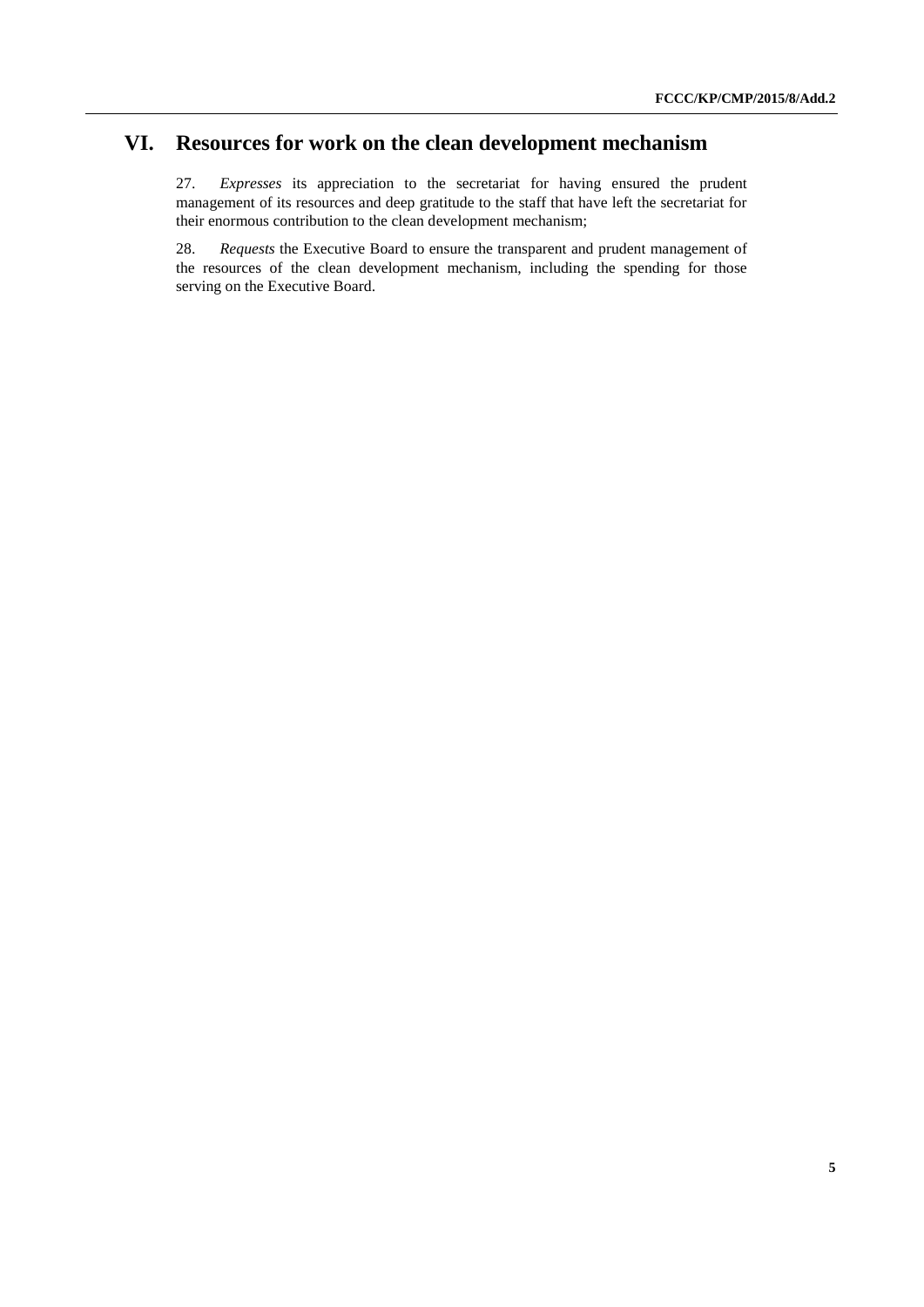## VI. Resources for work on the clean development mechanism

27. *Expresses* its appreciation to the secretariat for having ensured the prudent management of its resources and deep gratitude to the staff that have left the secretariat for their enormous contribution to the clean development mechanism;

28. *Requests* the Executive Board to ensure the transparent and prudent management of the resources of the clean development mechanism, including the spending for those serving on the Executive Board.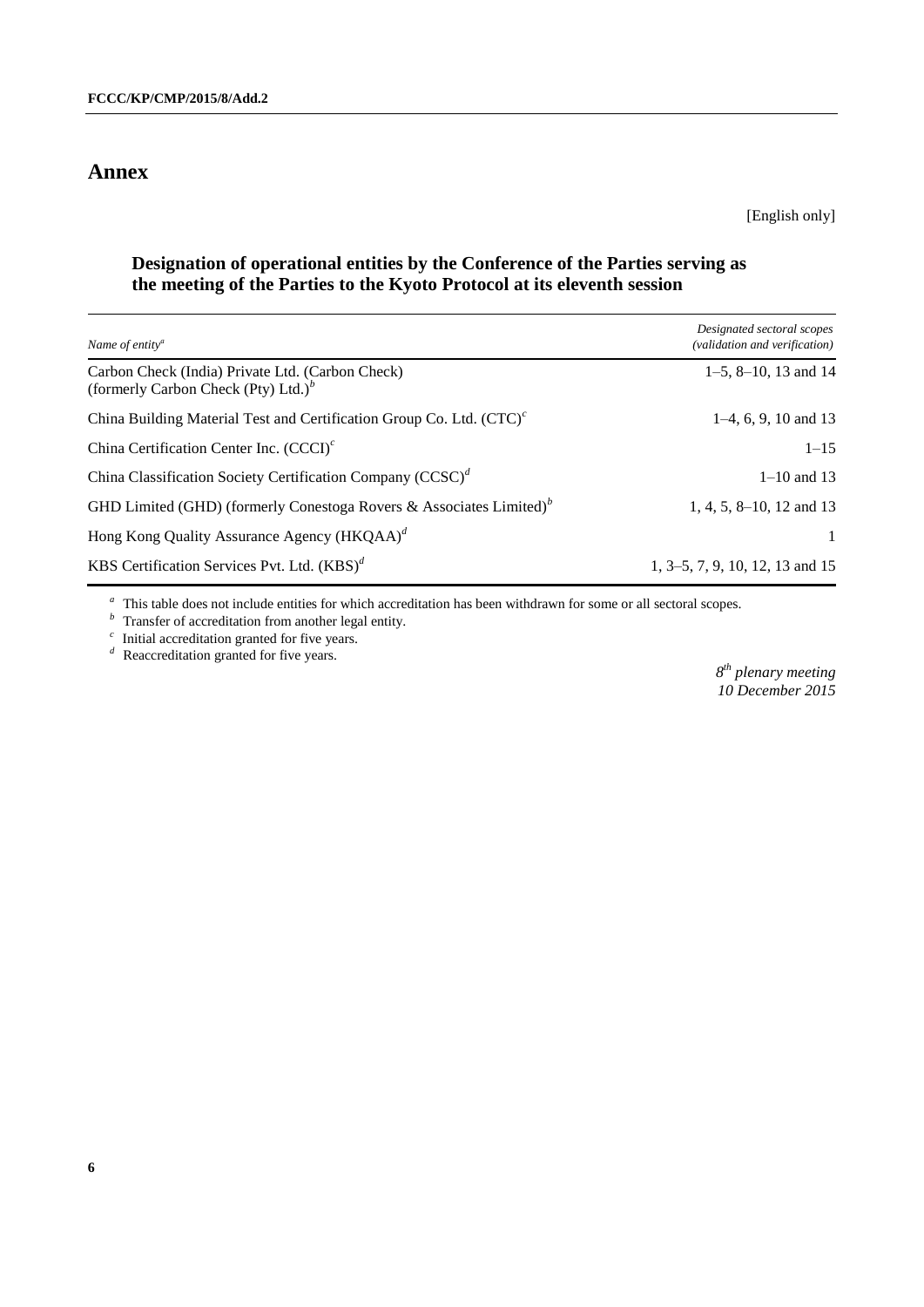# Annex

[English only]

### Designation of operational entities by the Conference of the Parties serving as the meeting of the Parties to the Kyoto Protocol at its eleventh session

| *Name of entity*[a] | *Designated sectoral scopes (validation and verification)* |
|---|---|
| Carbon Check (India) Private Ltd. (Carbon Check) (formerly Carbon Check (Pty) Ltd.)[b] | 1–5, 8–10, 13 and 14 |
| China Building Material Test and Certification Group Co. Ltd. (CTC)[c] | 1–4, 6, 9, 10 and 13 |
| China Certification Center Inc. (CCCI)[c] | 1–15 |
| China Classification Society Certification Company (CCSC)[d] | 1–10 and 13 |
| GHD Limited (GHD) (formerly Conestoga Rovers & Associates Limited)[b] | 1, 4, 5, 8–10, 12 and 13 |
| Hong Kong Quality Assurance Agency (HKQAA)[d] | 1 |
| KBS Certification Services Pvt. Ltd. (KBS)[d] | 1, 3–5, 7, 9, 10, 12, 13 and 15 |

[a] This table does not include entities for which accreditation has been withdrawn for some or all sectoral scopes.
[b] Transfer of accreditation from another legal entity.
[c] Initial accreditation granted for five years.
[d] Reaccreditation granted for five years.

*8th plenary meeting*
*10 December 2015*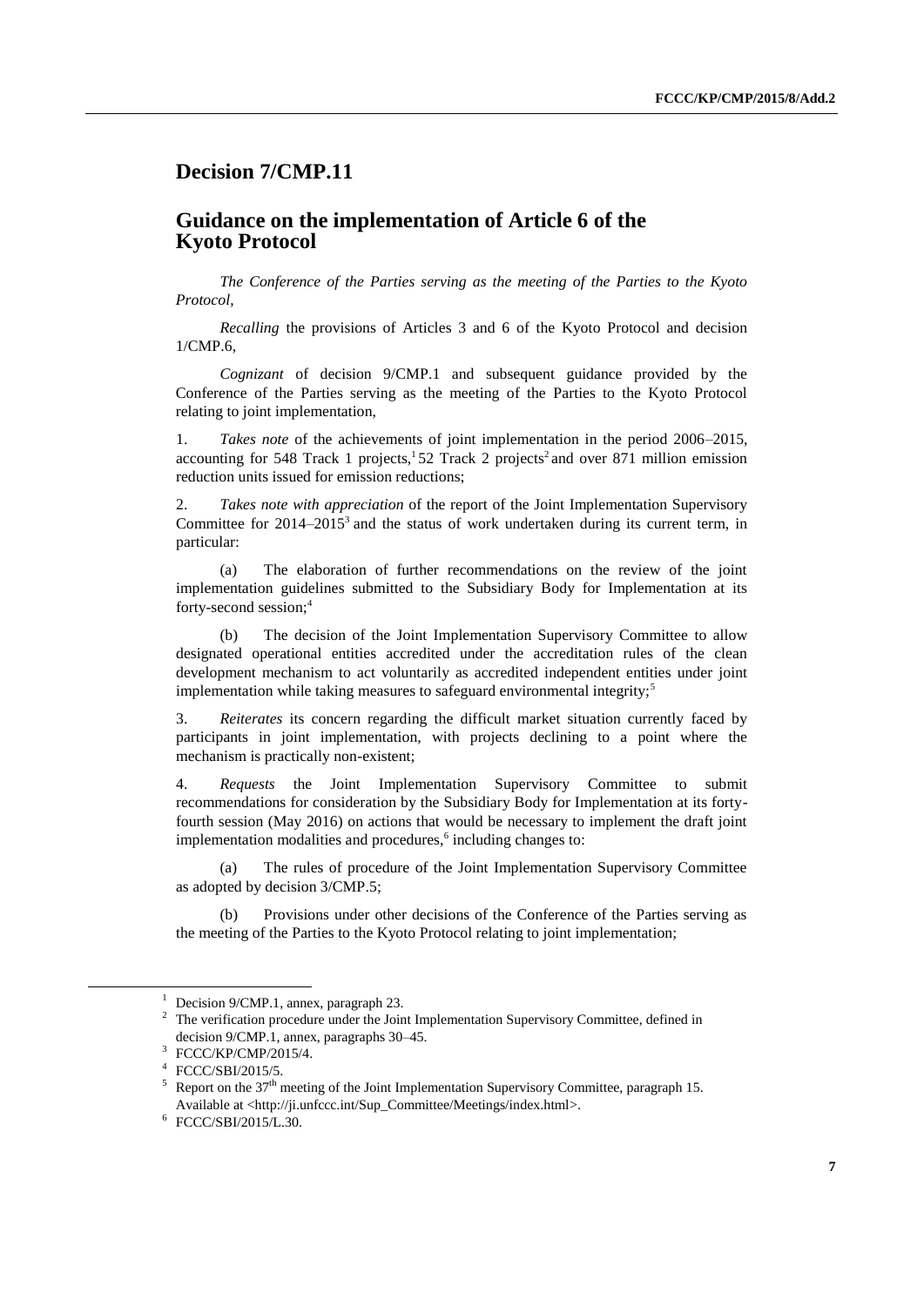# Decision 7/CMP.11

## Guidance on the implementation of Article 6 of the Kyoto Protocol

*The Conference of the Parties serving as the meeting of the Parties to the Kyoto Protocol*,

*Recalling* the provisions of Articles 3 and 6 of the Kyoto Protocol and decision 1/CMP.6,

*Cognizant* of decision 9/CMP.1 and subsequent guidance provided by the Conference of the Parties serving as the meeting of the Parties to the Kyoto Protocol relating to joint implementation,

1. *Takes note* of the achievements of joint implementation in the period 2006–2015, accounting for 548 Track 1 projects,[1] 52 Track 2 projects[2] and over 871 million emission reduction units issued for emission reductions;

2. *Takes note with appreciation* of the report of the Joint Implementation Supervisory Committee for 2014–2015[3] and the status of work undertaken during its current term, in particular:

   (a) The elaboration of further recommendations on the review of the joint implementation guidelines submitted to the Subsidiary Body for Implementation at its forty-second session;[4]

   (b) The decision of the Joint Implementation Supervisory Committee to allow designated operational entities accredited under the accreditation rules of the clean development mechanism to act voluntarily as accredited independent entities under joint implementation while taking measures to safeguard environmental integrity;[5]

3. *Reiterates* its concern regarding the difficult market situation currently faced by participants in joint implementation, with projects declining to a point where the mechanism is practically non-existent;

4. *Requests* the Joint Implementation Supervisory Committee to submit recommendations for consideration by the Subsidiary Body for Implementation at its forty-fourth session (May 2016) on actions that would be necessary to implement the draft joint implementation modalities and procedures,[6] including changes to:

   (a) The rules of procedure of the Joint Implementation Supervisory Committee as adopted by decision 3/CMP.5;

   (b) Provisions under other decisions of the Conference of the Parties serving as the meeting of the Parties to the Kyoto Protocol relating to joint implementation;

---

[1] Decision 9/CMP.1, annex, paragraph 23.

[2] The verification procedure under the Joint Implementation Supervisory Committee, defined in decision 9/CMP.1, annex, paragraphs 30–45.

[3] FCCC/KP/CMP/2015/4.

[4] FCCC/SBI/2015/5.

[5] Report on the 37th meeting of the Joint Implementation Supervisory Committee, paragraph 15. Available at <http://ji.unfccc.int/Sup_Committee/Meetings/index.html>.

[6] FCCC/SBI/2015/L.30.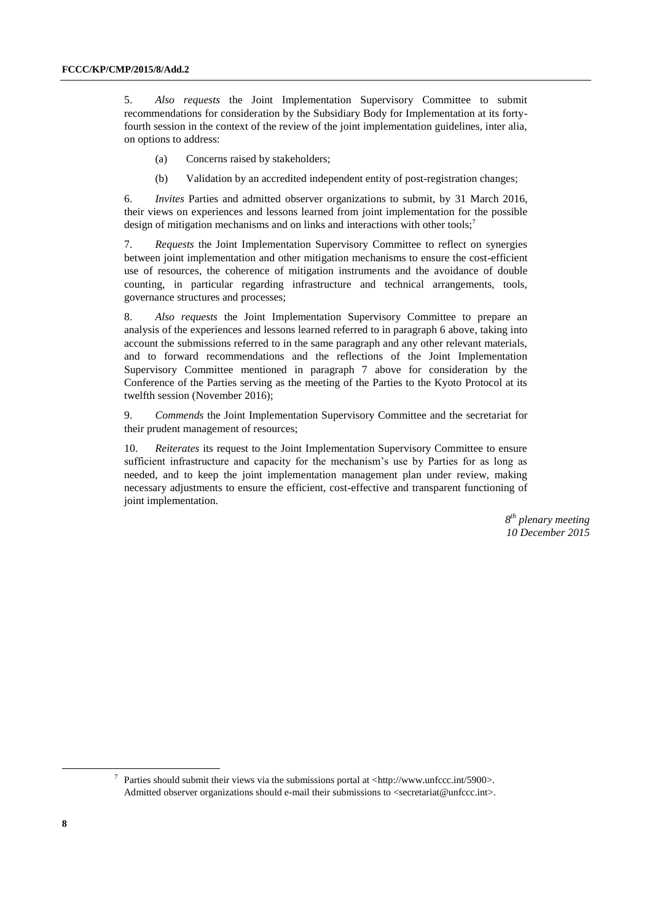5. *Also requests* the Joint Implementation Supervisory Committee to submit recommendations for consideration by the Subsidiary Body for Implementation at its forty-fourth session in the context of the review of the joint implementation guidelines, inter alia, on options to address:

(a) Concerns raised by stakeholders;

(b) Validation by an accredited independent entity of post-registration changes;

6. *Invites* Parties and admitted observer organizations to submit, by 31 March 2016, their views on experiences and lessons learned from joint implementation for the possible design of mitigation mechanisms and on links and interactions with other tools;[7]

7. *Requests* the Joint Implementation Supervisory Committee to reflect on synergies between joint implementation and other mitigation mechanisms to ensure the cost-efficient use of resources, the coherence of mitigation instruments and the avoidance of double counting, in particular regarding infrastructure and technical arrangements, tools, governance structures and processes;

8. *Also requests* the Joint Implementation Supervisory Committee to prepare an analysis of the experiences and lessons learned referred to in paragraph 6 above, taking into account the submissions referred to in the same paragraph and any other relevant materials, and to forward recommendations and the reflections of the Joint Implementation Supervisory Committee mentioned in paragraph 7 above for consideration by the Conference of the Parties serving as the meeting of the Parties to the Kyoto Protocol at its twelfth session (November 2016);

9. *Commends* the Joint Implementation Supervisory Committee and the secretariat for their prudent management of resources;

10. *Reiterates* its request to the Joint Implementation Supervisory Committee to ensure sufficient infrastructure and capacity for the mechanism's use by Parties for as long as needed, and to keep the joint implementation management plan under review, making necessary adjustments to ensure the efficient, cost-effective and transparent functioning of joint implementation.

*8th plenary meeting*
*10 December 2015*

---

[7] Parties should submit their views via the submissions portal at <http://www.unfccc.int/5900>. Admitted observer organizations should e-mail their submissions to <secretariat@unfccc.int>.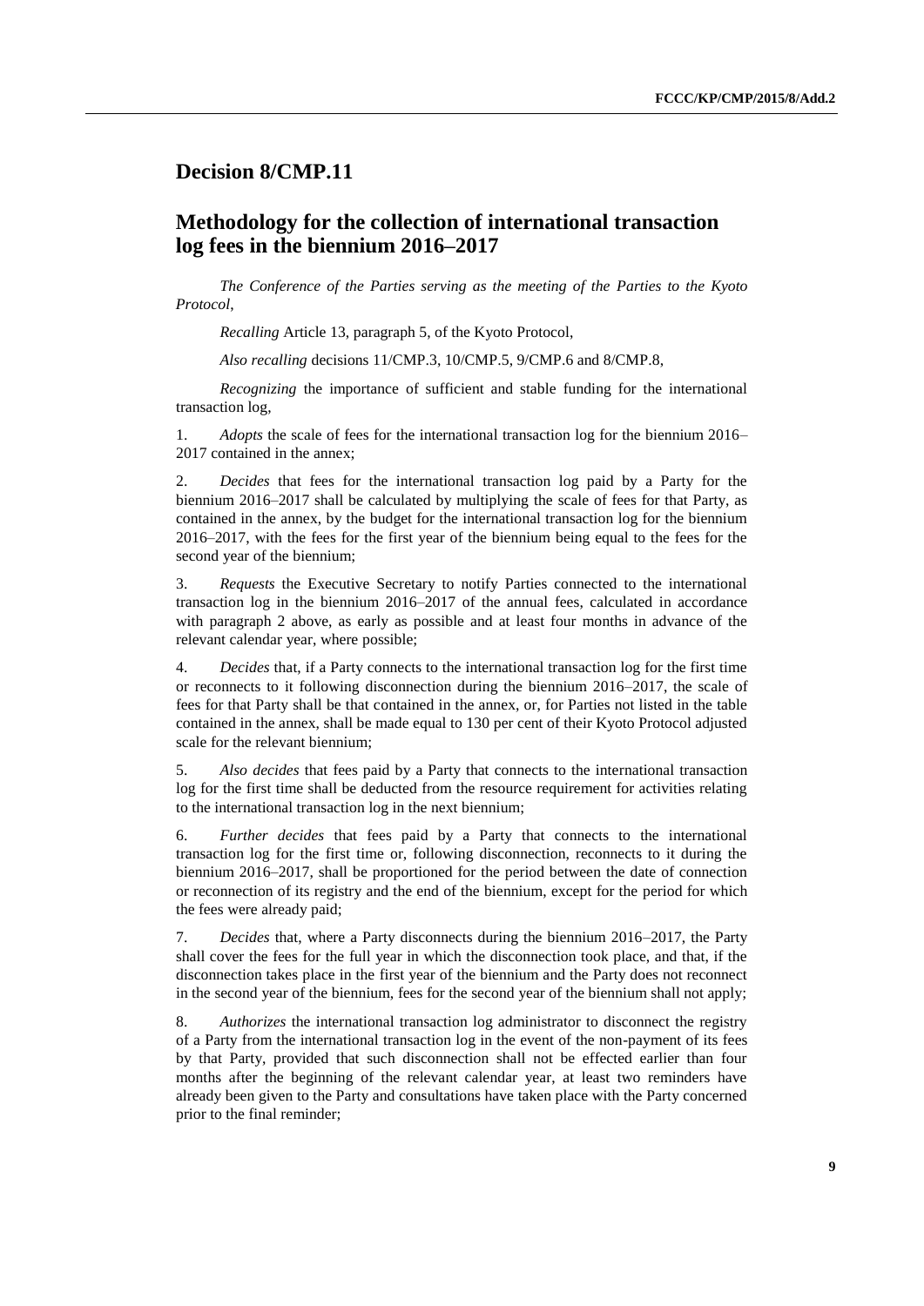## Decision 8/CMP.11

## Methodology for the collection of international transaction log fees in the biennium 2016–2017

*The Conference of the Parties serving as the meeting of the Parties to the Kyoto Protocol*,

*Recalling* Article 13, paragraph 5, of the Kyoto Protocol,

*Also recalling* decisions 11/CMP.3, 10/CMP.5, 9/CMP.6 and 8/CMP.8,

*Recognizing* the importance of sufficient and stable funding for the international transaction log,

1. *Adopts* the scale of fees for the international transaction log for the biennium 2016–2017 contained in the annex;

2. *Decides* that fees for the international transaction log paid by a Party for the biennium 2016–2017 shall be calculated by multiplying the scale of fees for that Party, as contained in the annex, by the budget for the international transaction log for the biennium 2016–2017, with the fees for the first year of the biennium being equal to the fees for the second year of the biennium;

3. *Requests* the Executive Secretary to notify Parties connected to the international transaction log in the biennium 2016–2017 of the annual fees, calculated in accordance with paragraph 2 above, as early as possible and at least four months in advance of the relevant calendar year, where possible;

4. *Decides* that, if a Party connects to the international transaction log for the first time or reconnects to it following disconnection during the biennium 2016–2017, the scale of fees for that Party shall be that contained in the annex, or, for Parties not listed in the table contained in the annex, shall be made equal to 130 per cent of their Kyoto Protocol adjusted scale for the relevant biennium;

5. *Also decides* that fees paid by a Party that connects to the international transaction log for the first time shall be deducted from the resource requirement for activities relating to the international transaction log in the next biennium;

6. *Further decides* that fees paid by a Party that connects to the international transaction log for the first time or, following disconnection, reconnects to it during the biennium 2016–2017, shall be proportioned for the period between the date of connection or reconnection of its registry and the end of the biennium, except for the period for which the fees were already paid;

7. *Decides* that, where a Party disconnects during the biennium 2016–2017, the Party shall cover the fees for the full year in which the disconnection took place, and that, if the disconnection takes place in the first year of the biennium and the Party does not reconnect in the second year of the biennium, fees for the second year of the biennium shall not apply;

8. *Authorizes* the international transaction log administrator to disconnect the registry of a Party from the international transaction log in the event of the non-payment of its fees by that Party, provided that such disconnection shall not be effected earlier than four months after the beginning of the relevant calendar year, at least two reminders have already been given to the Party and consultations have taken place with the Party concerned prior to the final reminder;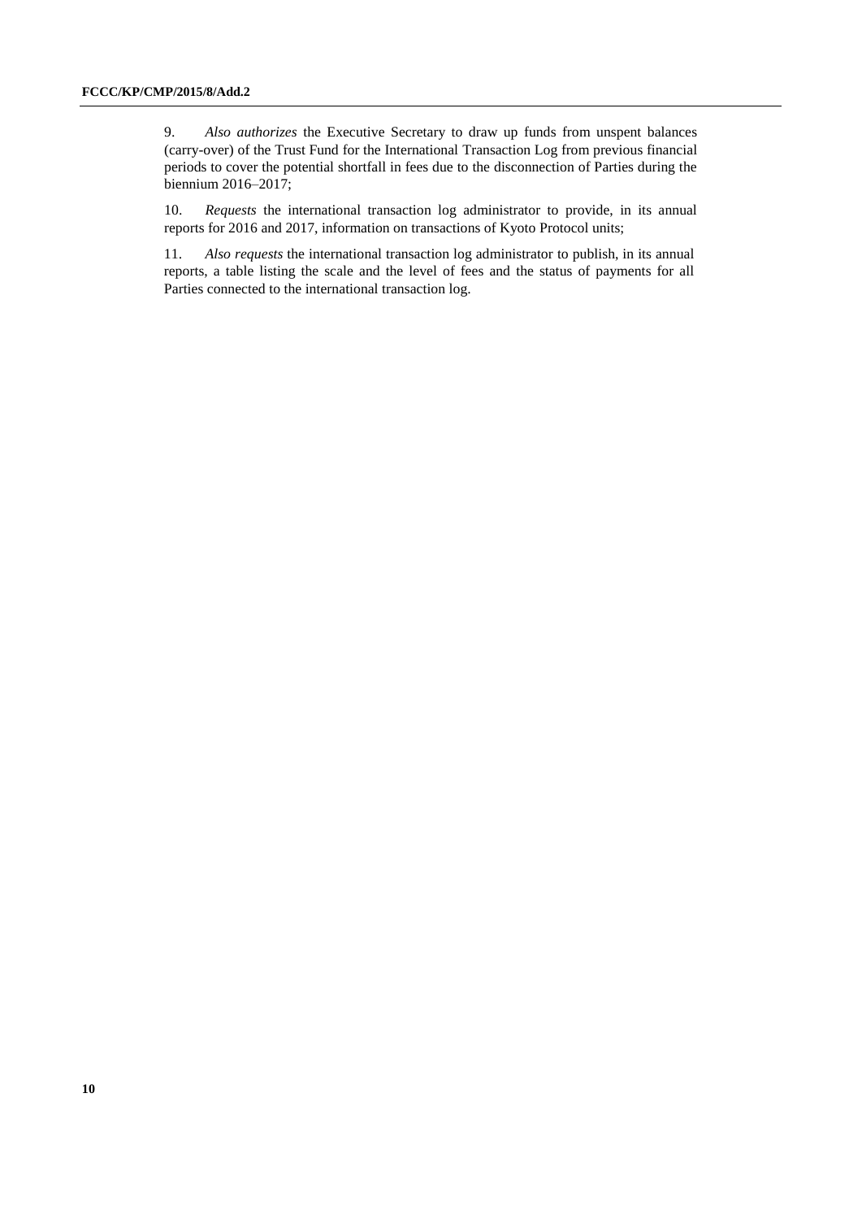9. *Also authorizes* the Executive Secretary to draw up funds from unspent balances (carry-over) of the Trust Fund for the International Transaction Log from previous financial periods to cover the potential shortfall in fees due to the disconnection of Parties during the biennium 2016–2017;

10. *Requests* the international transaction log administrator to provide, in its annual reports for 2016 and 2017, information on transactions of Kyoto Protocol units;

11. *Also requests* the international transaction log administrator to publish, in its annual reports, a table listing the scale and the level of fees and the status of payments for all Parties connected to the international transaction log.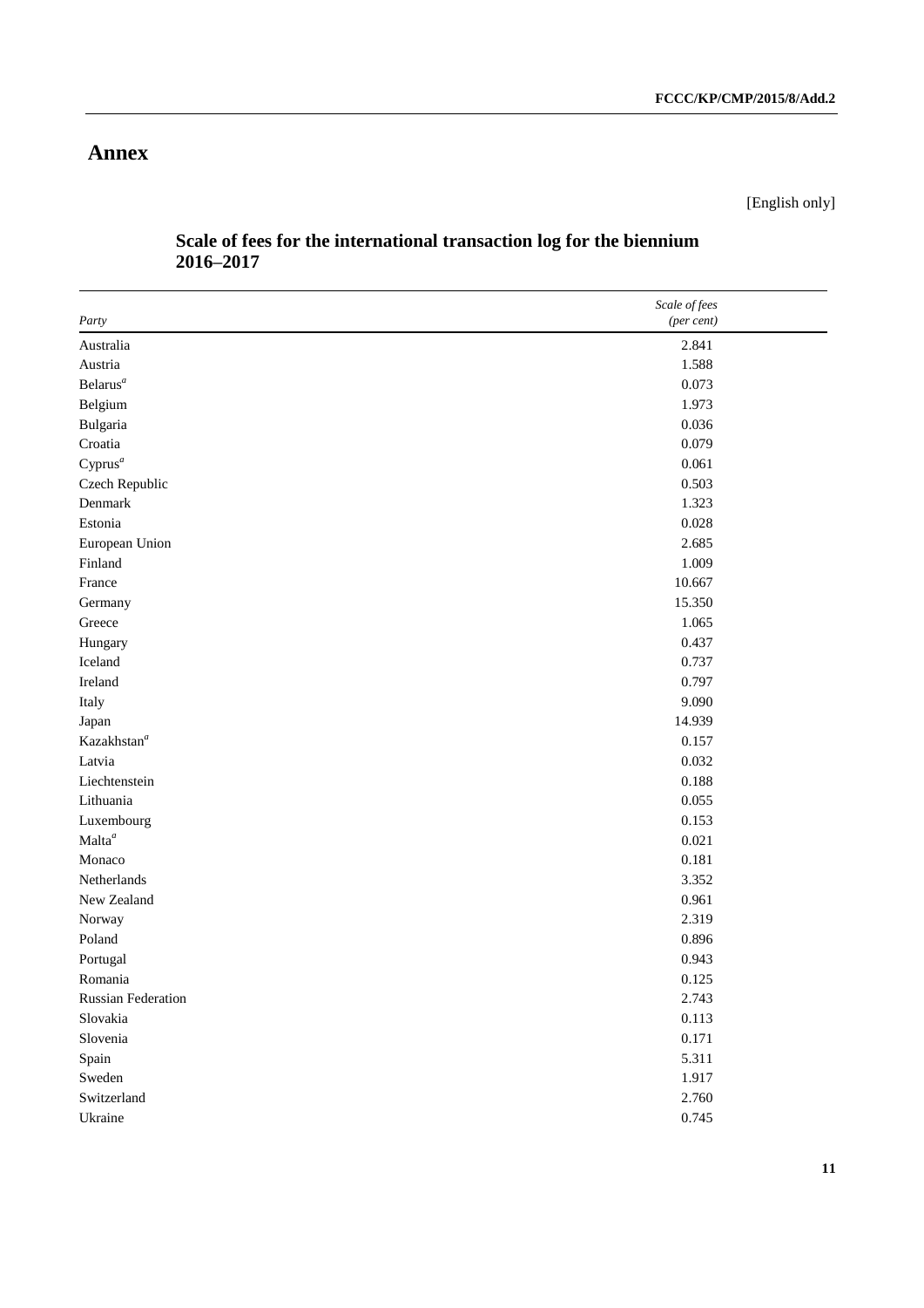# Annex

[English only]

## Scale of fees for the international transaction log for the biennium 2016–2017

| *Party* | *Scale of fees (per cent)* |
|---|---|
| Australia | 2.841 |
| Austria | 1.588 |
| Belarus[a] | 0.073 |
| Belgium | 1.973 |
| Bulgaria | 0.036 |
| Croatia | 0.079 |
| Cyprus[a] | 0.061 |
| Czech Republic | 0.503 |
| Denmark | 1.323 |
| Estonia | 0.028 |
| European Union | 2.685 |
| Finland | 1.009 |
| France | 10.667 |
| Germany | 15.350 |
| Greece | 1.065 |
| Hungary | 0.437 |
| Iceland | 0.737 |
| Ireland | 0.797 |
| Italy | 9.090 |
| Japan | 14.939 |
| Kazakhstan[a] | 0.157 |
| Latvia | 0.032 |
| Liechtenstein | 0.188 |
| Lithuania | 0.055 |
| Luxembourg | 0.153 |
| Malta[a] | 0.021 |
| Monaco | 0.181 |
| Netherlands | 3.352 |
| New Zealand | 0.961 |
| Norway | 2.319 |
| Poland | 0.896 |
| Portugal | 0.943 |
| Romania | 0.125 |
| Russian Federation | 2.743 |
| Slovakia | 0.113 |
| Slovenia | 0.171 |
| Spain | 5.311 |
| Sweden | 1.917 |
| Switzerland | 2.760 |
| Ukraine | 0.745 |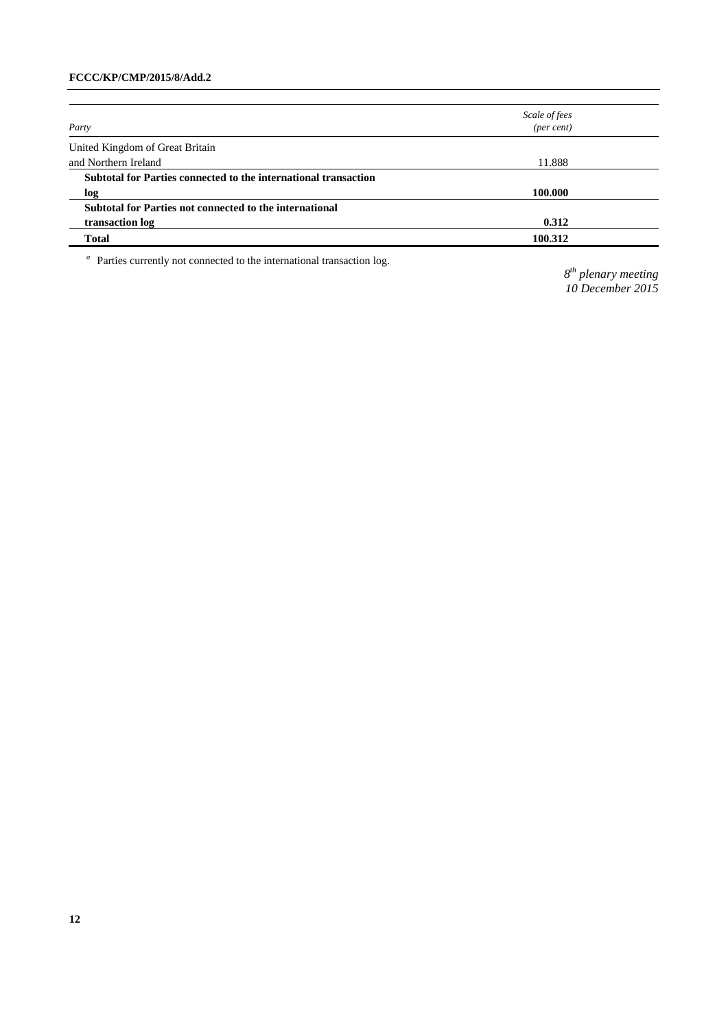| Party | Scale of fees (per cent) |
| --- | --- |
| United Kingdom of Great Britain and Northern Ireland | 11.888 |
| **Subtotal for Parties connected to the international transaction log** | **100.000** |
| **Subtotal for Parties not connected to the international transaction log** | **0.312** |
| **Total** | **100.312** |

[a] Parties currently not connected to the international transaction log.

*8th plenary meeting*
*10 December 2015*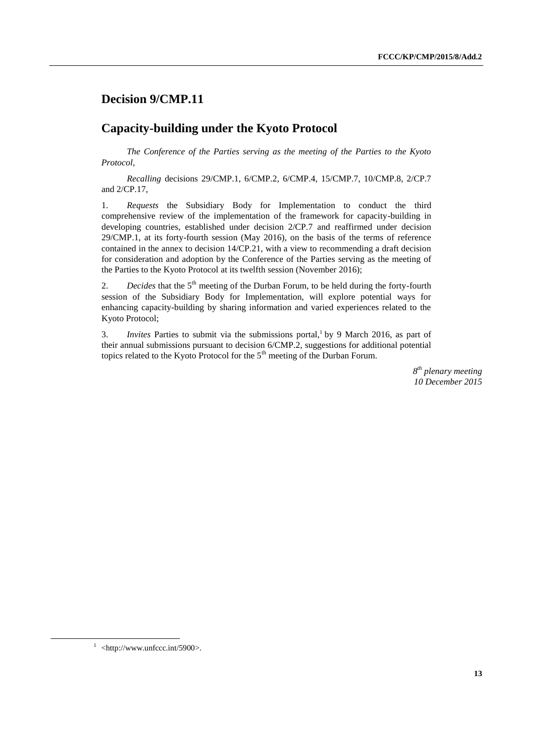# Decision 9/CMP.11

# Capacity-building under the Kyoto Protocol

*The Conference of the Parties serving as the meeting of the Parties to the Kyoto Protocol,*

*Recalling* decisions 29/CMP.1, 6/CMP.2, 6/CMP.4, 15/CMP.7, 10/CMP.8, 2/CP.7 and 2/CP.17,

1. *Requests* the Subsidiary Body for Implementation to conduct the third comprehensive review of the implementation of the framework for capacity-building in developing countries, established under decision 2/CP.7 and reaffirmed under decision 29/CMP.1, at its forty-fourth session (May 2016), on the basis of the terms of reference contained in the annex to decision 14/CP.21, with a view to recommending a draft decision for consideration and adoption by the Conference of the Parties serving as the meeting of the Parties to the Kyoto Protocol at its twelfth session (November 2016);

2. *Decides* that the 5th meeting of the Durban Forum, to be held during the forty-fourth session of the Subsidiary Body for Implementation, will explore potential ways for enhancing capacity-building by sharing information and varied experiences related to the Kyoto Protocol;

3. *Invites* Parties to submit via the submissions portal,[1] by 9 March 2016, as part of their annual submissions pursuant to decision 6/CMP.2, suggestions for additional potential topics related to the Kyoto Protocol for the 5th meeting of the Durban Forum.

*8th plenary meeting*
*10 December 2015*

[1] <http://www.unfccc.int/5900>.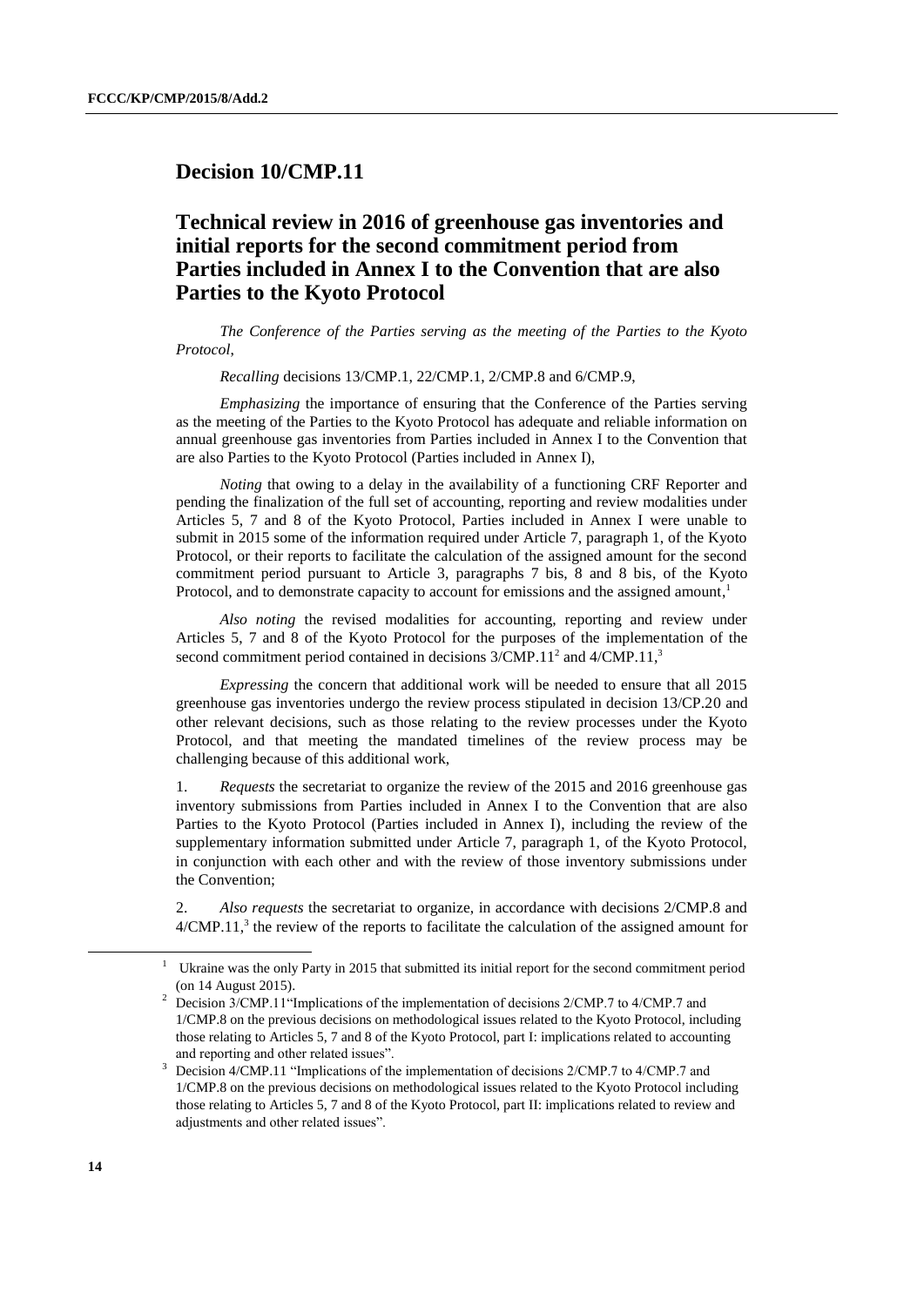## Decision 10/CMP.11

## Technical review in 2016 of greenhouse gas inventories and initial reports for the second commitment period from Parties included in Annex I to the Convention that are also Parties to the Kyoto Protocol

*The Conference of the Parties serving as the meeting of the Parties to the Kyoto Protocol,*

*Recalling* decisions 13/CMP.1, 22/CMP.1, 2/CMP.8 and 6/CMP.9,

*Emphasizing* the importance of ensuring that the Conference of the Parties serving as the meeting of the Parties to the Kyoto Protocol has adequate and reliable information on annual greenhouse gas inventories from Parties included in Annex I to the Convention that are also Parties to the Kyoto Protocol (Parties included in Annex I),

*Noting* that owing to a delay in the availability of a functioning CRF Reporter and pending the finalization of the full set of accounting, reporting and review modalities under Articles 5, 7 and 8 of the Kyoto Protocol, Parties included in Annex I were unable to submit in 2015 some of the information required under Article 7, paragraph 1, of the Kyoto Protocol, or their reports to facilitate the calculation of the assigned amount for the second commitment period pursuant to Article 3, paragraphs 7 bis, 8 and 8 bis, of the Kyoto Protocol, and to demonstrate capacity to account for emissions and the assigned amount,[1]

*Also noting* the revised modalities for accounting, reporting and review under Articles 5, 7 and 8 of the Kyoto Protocol for the purposes of the implementation of the second commitment period contained in decisions 3/CMP.11[2] and 4/CMP.11,[3]

*Expressing* the concern that additional work will be needed to ensure that all 2015 greenhouse gas inventories undergo the review process stipulated in decision 13/CP.20 and other relevant decisions, such as those relating to the review processes under the Kyoto Protocol, and that meeting the mandated timelines of the review process may be challenging because of this additional work,

1. *Requests* the secretariat to organize the review of the 2015 and 2016 greenhouse gas inventory submissions from Parties included in Annex I to the Convention that are also Parties to the Kyoto Protocol (Parties included in Annex I), including the review of the supplementary information submitted under Article 7, paragraph 1, of the Kyoto Protocol, in conjunction with each other and with the review of those inventory submissions under the Convention;

2. *Also requests* the secretariat to organize, in accordance with decisions 2/CMP.8 and 4/CMP.11,[3] the review of the reports to facilitate the calculation of the assigned amount for

---

[1] Ukraine was the only Party in 2015 that submitted its initial report for the second commitment period (on 14 August 2015).

[2] Decision 3/CMP.11"Implications of the implementation of decisions 2/CMP.7 to 4/CMP.7 and 1/CMP.8 on the previous decisions on methodological issues related to the Kyoto Protocol, including those relating to Articles 5, 7 and 8 of the Kyoto Protocol, part I: implications related to accounting and reporting and other related issues".

[3] Decision 4/CMP.11 "Implications of the implementation of decisions 2/CMP.7 to 4/CMP.7 and 1/CMP.8 on the previous decisions on methodological issues related to the Kyoto Protocol including those relating to Articles 5, 7 and 8 of the Kyoto Protocol, part II: implications related to review and adjustments and other related issues".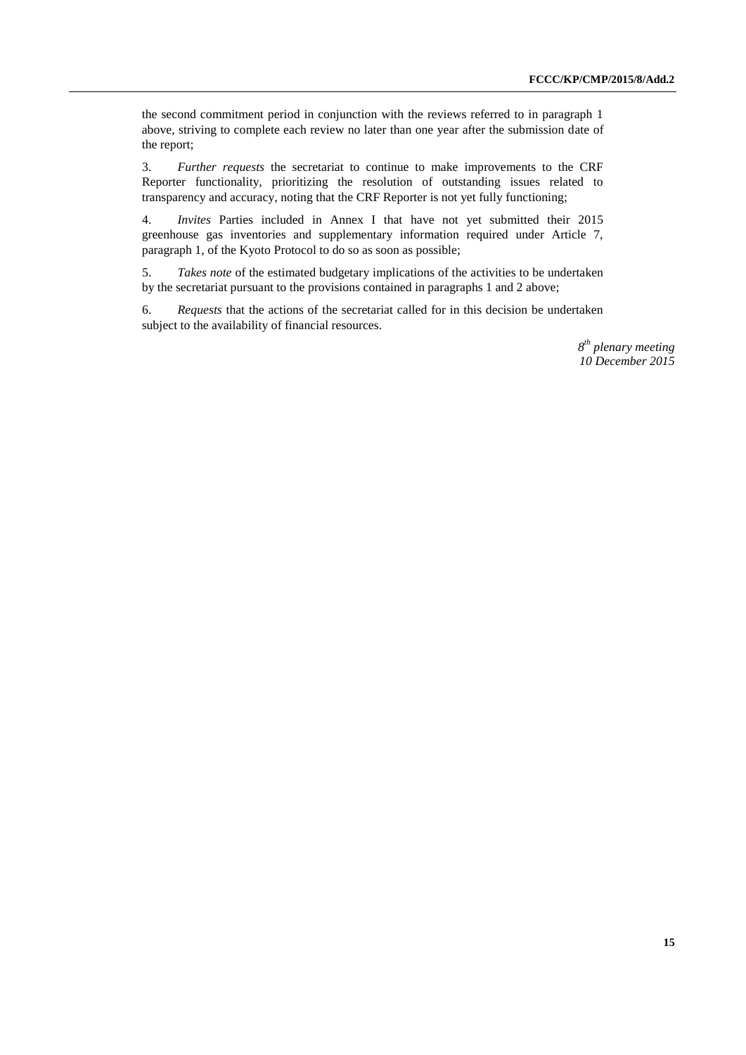the second commitment period in conjunction with the reviews referred to in paragraph 1 above, striving to complete each review no later than one year after the submission date of the report;

3. *Further requests* the secretariat to continue to make improvements to the CRF Reporter functionality, prioritizing the resolution of outstanding issues related to transparency and accuracy, noting that the CRF Reporter is not yet fully functioning;

4. *Invites* Parties included in Annex I that have not yet submitted their 2015 greenhouse gas inventories and supplementary information required under Article 7, paragraph 1, of the Kyoto Protocol to do so as soon as possible;

5. *Takes note* of the estimated budgetary implications of the activities to be undertaken by the secretariat pursuant to the provisions contained in paragraphs 1 and 2 above;

6. *Requests* that the actions of the secretariat called for in this decision be undertaken subject to the availability of financial resources.

*8th plenary meeting*
*10 December 2015*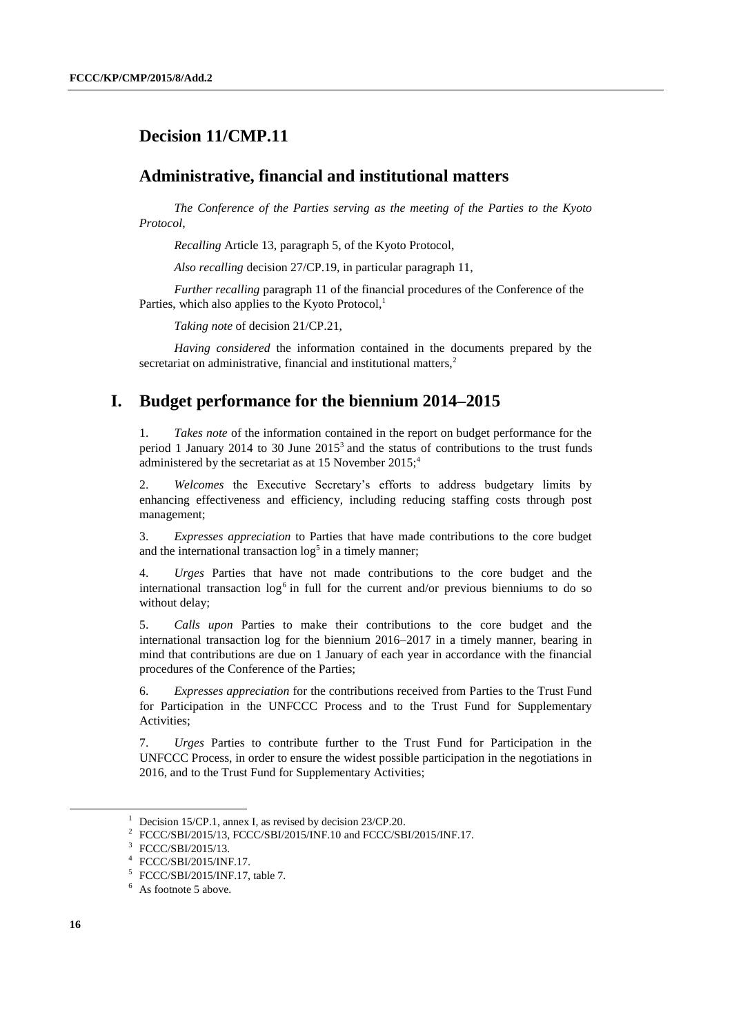# Decision 11/CMP.11

## Administrative, financial and institutional matters

*The Conference of the Parties serving as the meeting of the Parties to the Kyoto Protocol*,

*Recalling* Article 13, paragraph 5, of the Kyoto Protocol,

*Also recalling* decision 27/CP.19, in particular paragraph 11,

*Further recalling* paragraph 11 of the financial procedures of the Conference of the Parties, which also applies to the Kyoto Protocol,[1]

*Taking note* of decision 21/CP.21,

*Having considered* the information contained in the documents prepared by the secretariat on administrative, financial and institutional matters,[2]

## I. Budget performance for the biennium 2014–2015

1. *Takes note* of the information contained in the report on budget performance for the period 1 January 2014 to 30 June 2015[3] and the status of contributions to the trust funds administered by the secretariat as at 15 November 2015;[4]

2. *Welcomes* the Executive Secretary's efforts to address budgetary limits by enhancing effectiveness and efficiency, including reducing staffing costs through post management;

3. *Expresses appreciation* to Parties that have made contributions to the core budget and the international transaction log[5] in a timely manner;

4. *Urges* Parties that have not made contributions to the core budget and the international transaction log[6] in full for the current and/or previous bienniums to do so without delay;

5. *Calls upon* Parties to make their contributions to the core budget and the international transaction log for the biennium 2016–2017 in a timely manner, bearing in mind that contributions are due on 1 January of each year in accordance with the financial procedures of the Conference of the Parties;

6. *Expresses appreciation* for the contributions received from Parties to the Trust Fund for Participation in the UNFCCC Process and to the Trust Fund for Supplementary Activities;

7. *Urges* Parties to contribute further to the Trust Fund for Participation in the UNFCCC Process, in order to ensure the widest possible participation in the negotiations in 2016, and to the Trust Fund for Supplementary Activities;

---

[1] Decision 15/CP.1, annex I, as revised by decision 23/CP.20.

[2] FCCC/SBI/2015/13, FCCC/SBI/2015/INF.10 and FCCC/SBI/2015/INF.17.

[3] FCCC/SBI/2015/13.

[4] FCCC/SBI/2015/INF.17.

[5] FCCC/SBI/2015/INF.17, table 7.

[6] As footnote 5 above.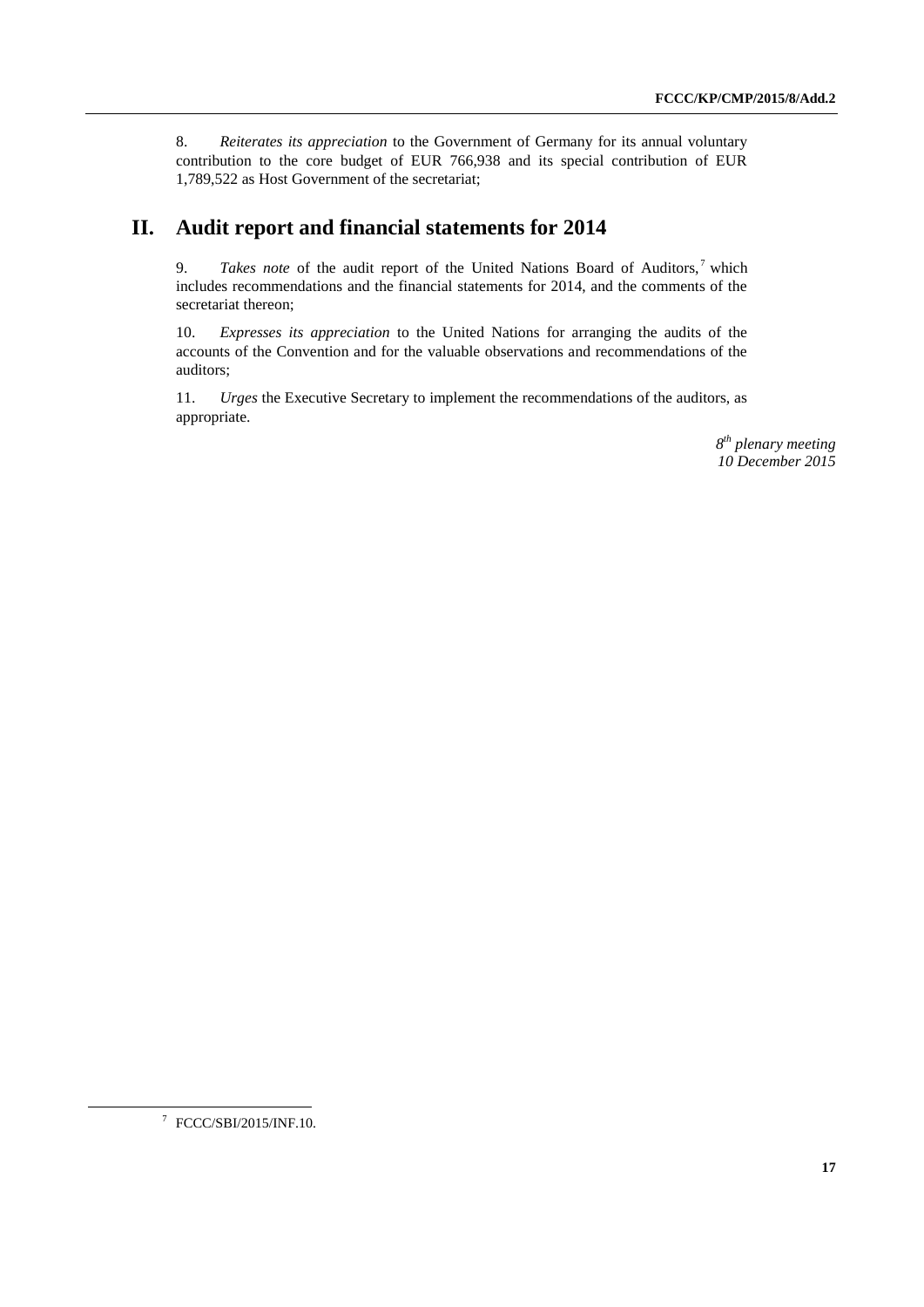8. *Reiterates its appreciation* to the Government of Germany for its annual voluntary contribution to the core budget of EUR 766,938 and its special contribution of EUR 1,789,522 as Host Government of the secretariat;

## II. Audit report and financial statements for 2014

9. *Takes note* of the audit report of the United Nations Board of Auditors,[7] which includes recommendations and the financial statements for 2014, and the comments of the secretariat thereon;

10. *Expresses its appreciation* to the United Nations for arranging the audits of the accounts of the Convention and for the valuable observations and recommendations of the auditors;

11. *Urges* the Executive Secretary to implement the recommendations of the auditors, as appropriate.

*8th plenary meeting*
*10 December 2015*

---

[7] FCCC/SBI/2015/INF.10.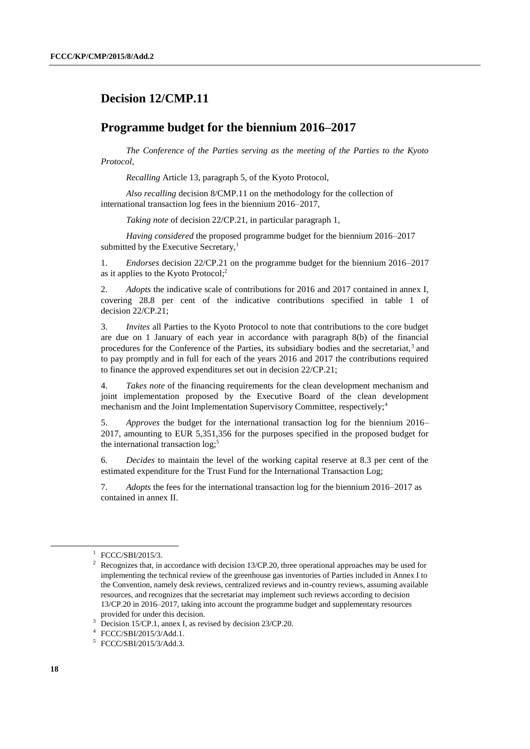## Decision 12/CMP.11

## Programme budget for the biennium 2016–2017

*The Conference of the Parties serving as the meeting of the Parties to the Kyoto Protocol*,

*Recalling* Article 13, paragraph 5, of the Kyoto Protocol,

*Also recalling* decision 8/CMP.11 on the methodology for the collection of international transaction log fees in the biennium 2016–2017,

*Taking note* of decision 22/CP.21, in particular paragraph 1,

*Having considered* the proposed programme budget for the biennium 2016–2017 submitted by the Executive Secretary,[1]

1. *Endorses* decision 22/CP.21 on the programme budget for the biennium 2016–2017 as it applies to the Kyoto Protocol;[2]

2. *Adopts* the indicative scale of contributions for 2016 and 2017 contained in annex I, covering 28.8 per cent of the indicative contributions specified in table 1 of decision 22/CP.21;

3. *Invites* all Parties to the Kyoto Protocol to note that contributions to the core budget are due on 1 January of each year in accordance with paragraph 8(b) of the financial procedures for the Conference of the Parties, its subsidiary bodies and the secretariat,[3] and to pay promptly and in full for each of the years 2016 and 2017 the contributions required to finance the approved expenditures set out in decision 22/CP.21;

4. *Takes note* of the financing requirements for the clean development mechanism and joint implementation proposed by the Executive Board of the clean development mechanism and the Joint Implementation Supervisory Committee, respectively;[4]

5. *Approves* the budget for the international transaction log for the biennium 2016–2017, amounting to EUR 5,351,356 for the purposes specified in the proposed budget for the international transaction log;[5]

6. *Decides* to maintain the level of the working capital reserve at 8.3 per cent of the estimated expenditure for the Trust Fund for the International Transaction Log;

7. *Adopts* the fees for the international transaction log for the biennium 2016–2017 as contained in annex II.

---

[1] FCCC/SBI/2015/3.

[2] Recognizes that, in accordance with decision 13/CP.20, three operational approaches may be used for implementing the technical review of the greenhouse gas inventories of Parties included in Annex I to the Convention, namely desk reviews, centralized reviews and in-country reviews, assuming available resources, and recognizes that the secretariat may implement such reviews according to decision 13/CP.20 in 2016–2017, taking into account the programme budget and supplementary resources provided for under this decision.

[3] Decision 15/CP.1, annex I, as revised by decision 23/CP.20.

[4] FCCC/SBI/2015/3/Add.1.

[5] FCCC/SBI/2015/3/Add.3.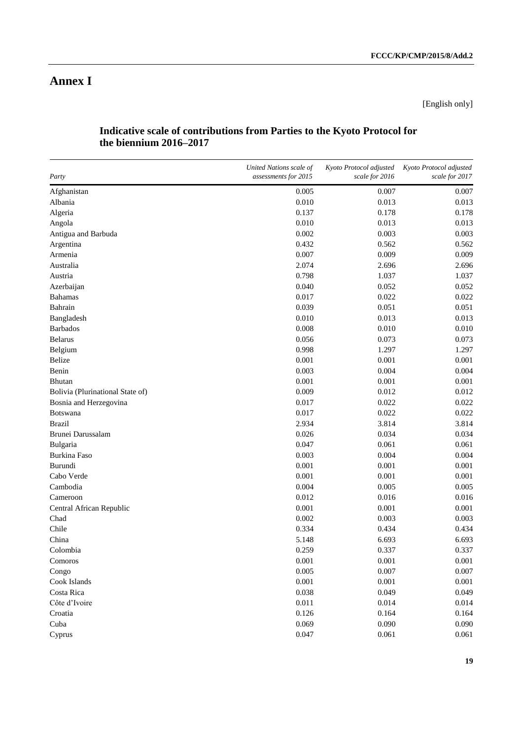# Annex I

[English only]

## Indicative scale of contributions from Parties to the Kyoto Protocol for the biennium 2016–2017

| *Party* | *United Nations scale of assessments for 2015* | *Kyoto Protocol adjusted scale for 2016* | *Kyoto Protocol adjusted scale for 2017* |
|---|---|---|---|
| Afghanistan | 0.005 | 0.007 | 0.007 |
| Albania | 0.010 | 0.013 | 0.013 |
| Algeria | 0.137 | 0.178 | 0.178 |
| Angola | 0.010 | 0.013 | 0.013 |
| Antigua and Barbuda | 0.002 | 0.003 | 0.003 |
| Argentina | 0.432 | 0.562 | 0.562 |
| Armenia | 0.007 | 0.009 | 0.009 |
| Australia | 2.074 | 2.696 | 2.696 |
| Austria | 0.798 | 1.037 | 1.037 |
| Azerbaijan | 0.040 | 0.052 | 0.052 |
| Bahamas | 0.017 | 0.022 | 0.022 |
| Bahrain | 0.039 | 0.051 | 0.051 |
| Bangladesh | 0.010 | 0.013 | 0.013 |
| Barbados | 0.008 | 0.010 | 0.010 |
| Belarus | 0.056 | 0.073 | 0.073 |
| Belgium | 0.998 | 1.297 | 1.297 |
| Belize | 0.001 | 0.001 | 0.001 |
| Benin | 0.003 | 0.004 | 0.004 |
| Bhutan | 0.001 | 0.001 | 0.001 |
| Bolivia (Plurinational State of) | 0.009 | 0.012 | 0.012 |
| Bosnia and Herzegovina | 0.017 | 0.022 | 0.022 |
| Botswana | 0.017 | 0.022 | 0.022 |
| Brazil | 2.934 | 3.814 | 3.814 |
| Brunei Darussalam | 0.026 | 0.034 | 0.034 |
| Bulgaria | 0.047 | 0.061 | 0.061 |
| Burkina Faso | 0.003 | 0.004 | 0.004 |
| Burundi | 0.001 | 0.001 | 0.001 |
| Cabo Verde | 0.001 | 0.001 | 0.001 |
| Cambodia | 0.004 | 0.005 | 0.005 |
| Cameroon | 0.012 | 0.016 | 0.016 |
| Central African Republic | 0.001 | 0.001 | 0.001 |
| Chad | 0.002 | 0.003 | 0.003 |
| Chile | 0.334 | 0.434 | 0.434 |
| China | 5.148 | 6.693 | 6.693 |
| Colombia | 0.259 | 0.337 | 0.337 |
| Comoros | 0.001 | 0.001 | 0.001 |
| Congo | 0.005 | 0.007 | 0.007 |
| Cook Islands | 0.001 | 0.001 | 0.001 |
| Costa Rica | 0.038 | 0.049 | 0.049 |
| Côte d'Ivoire | 0.011 | 0.014 | 0.014 |
| Croatia | 0.126 | 0.164 | 0.164 |
| Cuba | 0.069 | 0.090 | 0.090 |
| Cyprus | 0.047 | 0.061 | 0.061 |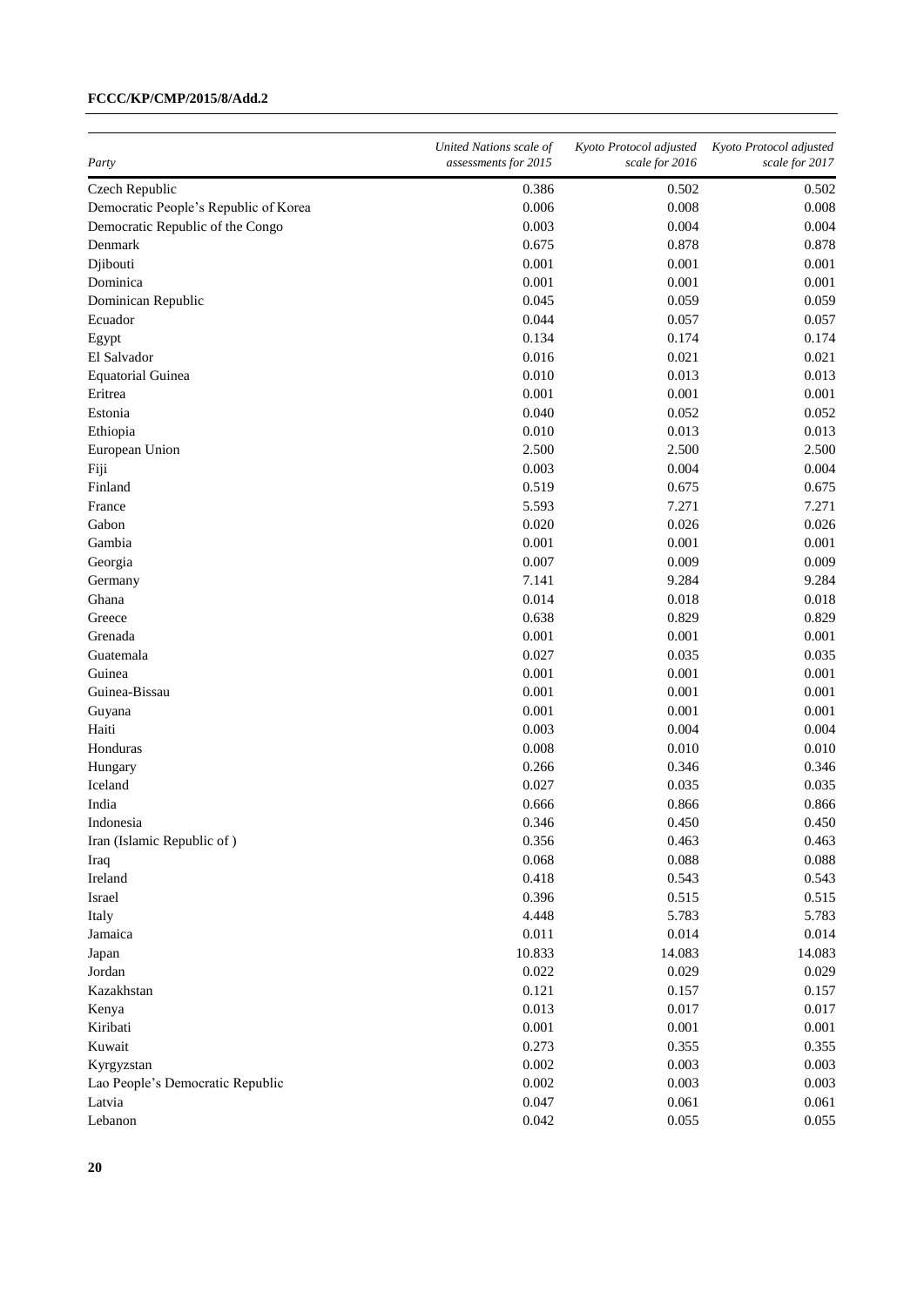| Party | *United Nations scale of assessments for 2015* | *Kyoto Protocol adjusted scale for 2016* | *Kyoto Protocol adjusted scale for 2017* |
|---|---|---|---|
| Czech Republic | 0.386 | 0.502 | 0.502 |
| Democratic People's Republic of Korea | 0.006 | 0.008 | 0.008 |
| Democratic Republic of the Congo | 0.003 | 0.004 | 0.004 |
| Denmark | 0.675 | 0.878 | 0.878 |
| Djibouti | 0.001 | 0.001 | 0.001 |
| Dominica | 0.001 | 0.001 | 0.001 |
| Dominican Republic | 0.045 | 0.059 | 0.059 |
| Ecuador | 0.044 | 0.057 | 0.057 |
| Egypt | 0.134 | 0.174 | 0.174 |
| El Salvador | 0.016 | 0.021 | 0.021 |
| Equatorial Guinea | 0.010 | 0.013 | 0.013 |
| Eritrea | 0.001 | 0.001 | 0.001 |
| Estonia | 0.040 | 0.052 | 0.052 |
| Ethiopia | 0.010 | 0.013 | 0.013 |
| European Union | 2.500 | 2.500 | 2.500 |
| Fiji | 0.003 | 0.004 | 0.004 |
| Finland | 0.519 | 0.675 | 0.675 |
| France | 5.593 | 7.271 | 7.271 |
| Gabon | 0.020 | 0.026 | 0.026 |
| Gambia | 0.001 | 0.001 | 0.001 |
| Georgia | 0.007 | 0.009 | 0.009 |
| Germany | 7.141 | 9.284 | 9.284 |
| Ghana | 0.014 | 0.018 | 0.018 |
| Greece | 0.638 | 0.829 | 0.829 |
| Grenada | 0.001 | 0.001 | 0.001 |
| Guatemala | 0.027 | 0.035 | 0.035 |
| Guinea | 0.001 | 0.001 | 0.001 |
| Guinea-Bissau | 0.001 | 0.001 | 0.001 |
| Guyana | 0.001 | 0.001 | 0.001 |
| Haiti | 0.003 | 0.004 | 0.004 |
| Honduras | 0.008 | 0.010 | 0.010 |
| Hungary | 0.266 | 0.346 | 0.346 |
| Iceland | 0.027 | 0.035 | 0.035 |
| India | 0.666 | 0.866 | 0.866 |
| Indonesia | 0.346 | 0.450 | 0.450 |
| Iran (Islamic Republic of ) | 0.356 | 0.463 | 0.463 |
| Iraq | 0.068 | 0.088 | 0.088 |
| Ireland | 0.418 | 0.543 | 0.543 |
| Israel | 0.396 | 0.515 | 0.515 |
| Italy | 4.448 | 5.783 | 5.783 |
| Jamaica | 0.011 | 0.014 | 0.014 |
| Japan | 10.833 | 14.083 | 14.083 |
| Jordan | 0.022 | 0.029 | 0.029 |
| Kazakhstan | 0.121 | 0.157 | 0.157 |
| Kenya | 0.013 | 0.017 | 0.017 |
| Kiribati | 0.001 | 0.001 | 0.001 |
| Kuwait | 0.273 | 0.355 | 0.355 |
| Kyrgyzstan | 0.002 | 0.003 | 0.003 |
| Lao People's Democratic Republic | 0.002 | 0.003 | 0.003 |
| Latvia | 0.047 | 0.061 | 0.061 |
| Lebanon | 0.042 | 0.055 | 0.055 |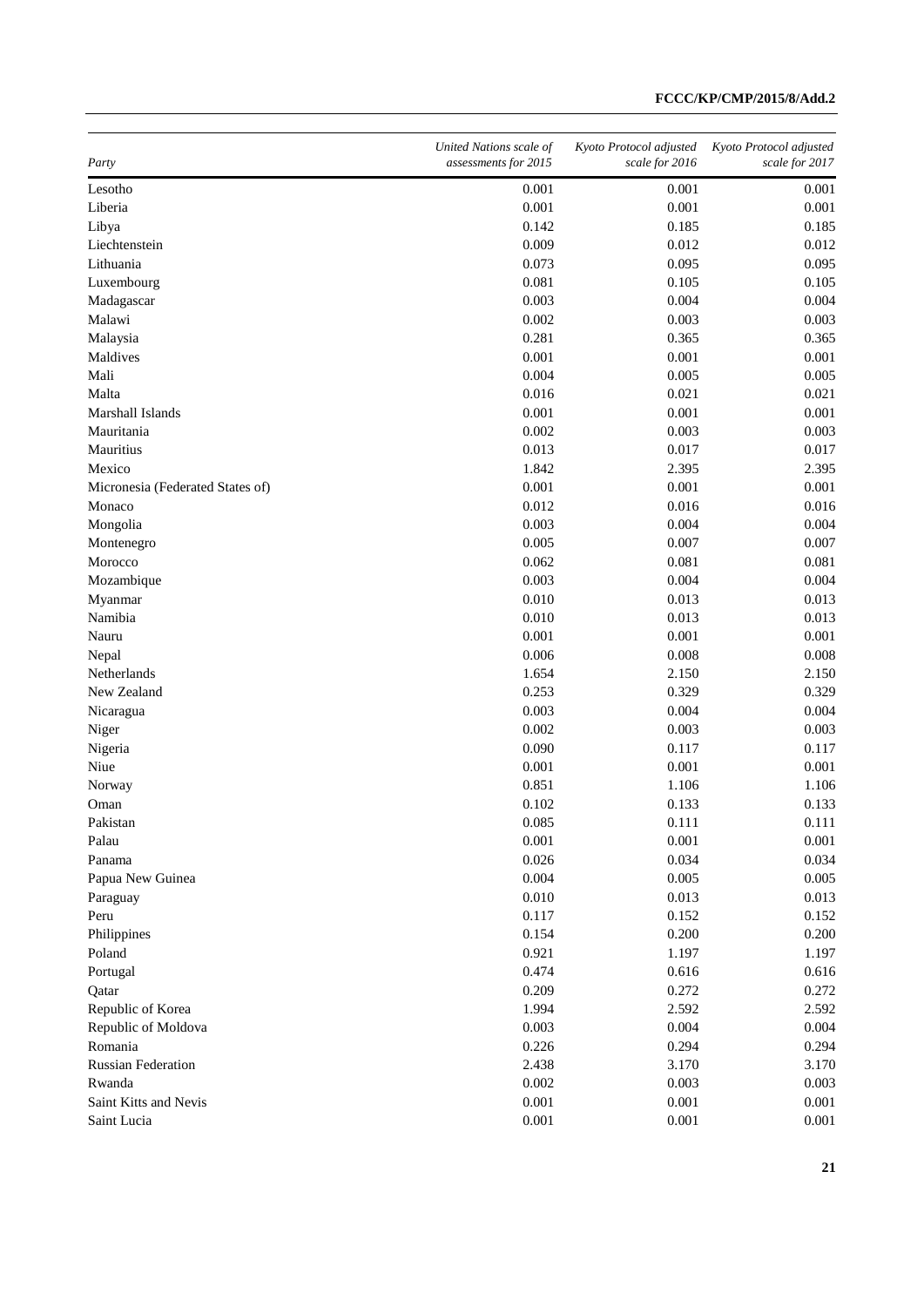| *Party* | *United Nations scale of assessments for 2015* | *Kyoto Protocol adjusted scale for 2016* | *Kyoto Protocol adjusted scale for 2017* |
|---|---|---|---|
| Lesotho | 0.001 | 0.001 | 0.001 |
| Liberia | 0.001 | 0.001 | 0.001 |
| Libya | 0.142 | 0.185 | 0.185 |
| Liechtenstein | 0.009 | 0.012 | 0.012 |
| Lithuania | 0.073 | 0.095 | 0.095 |
| Luxembourg | 0.081 | 0.105 | 0.105 |
| Madagascar | 0.003 | 0.004 | 0.004 |
| Malawi | 0.002 | 0.003 | 0.003 |
| Malaysia | 0.281 | 0.365 | 0.365 |
| Maldives | 0.001 | 0.001 | 0.001 |
| Mali | 0.004 | 0.005 | 0.005 |
| Malta | 0.016 | 0.021 | 0.021 |
| Marshall Islands | 0.001 | 0.001 | 0.001 |
| Mauritania | 0.002 | 0.003 | 0.003 |
| Mauritius | 0.013 | 0.017 | 0.017 |
| Mexico | 1.842 | 2.395 | 2.395 |
| Micronesia (Federated States of) | 0.001 | 0.001 | 0.001 |
| Monaco | 0.012 | 0.016 | 0.016 |
| Mongolia | 0.003 | 0.004 | 0.004 |
| Montenegro | 0.005 | 0.007 | 0.007 |
| Morocco | 0.062 | 0.081 | 0.081 |
| Mozambique | 0.003 | 0.004 | 0.004 |
| Myanmar | 0.010 | 0.013 | 0.013 |
| Namibia | 0.010 | 0.013 | 0.013 |
| Nauru | 0.001 | 0.001 | 0.001 |
| Nepal | 0.006 | 0.008 | 0.008 |
| Netherlands | 1.654 | 2.150 | 2.150 |
| New Zealand | 0.253 | 0.329 | 0.329 |
| Nicaragua | 0.003 | 0.004 | 0.004 |
| Niger | 0.002 | 0.003 | 0.003 |
| Nigeria | 0.090 | 0.117 | 0.117 |
| Niue | 0.001 | 0.001 | 0.001 |
| Norway | 0.851 | 1.106 | 1.106 |
| Oman | 0.102 | 0.133 | 0.133 |
| Pakistan | 0.085 | 0.111 | 0.111 |
| Palau | 0.001 | 0.001 | 0.001 |
| Panama | 0.026 | 0.034 | 0.034 |
| Papua New Guinea | 0.004 | 0.005 | 0.005 |
| Paraguay | 0.010 | 0.013 | 0.013 |
| Peru | 0.117 | 0.152 | 0.152 |
| Philippines | 0.154 | 0.200 | 0.200 |
| Poland | 0.921 | 1.197 | 1.197 |
| Portugal | 0.474 | 0.616 | 0.616 |
| Qatar | 0.209 | 0.272 | 0.272 |
| Republic of Korea | 1.994 | 2.592 | 2.592 |
| Republic of Moldova | 0.003 | 0.004 | 0.004 |
| Romania | 0.226 | 0.294 | 0.294 |
| Russian Federation | 2.438 | 3.170 | 3.170 |
| Rwanda | 0.002 | 0.003 | 0.003 |
| Saint Kitts and Nevis | 0.001 | 0.001 | 0.001 |
| Saint Lucia | 0.001 | 0.001 | 0.001 |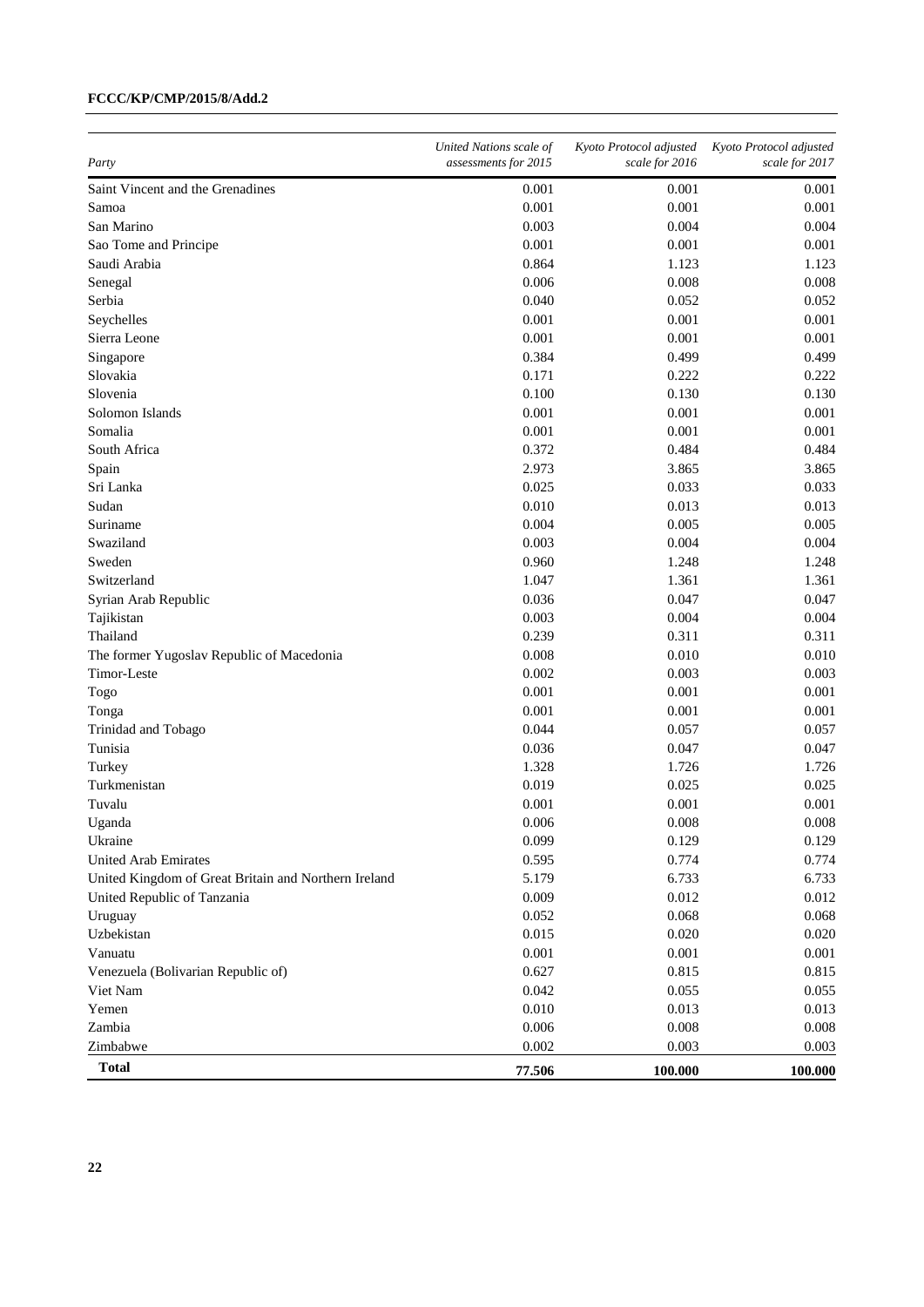| *Party* | *United Nations scale of assessments for 2015* | *Kyoto Protocol adjusted scale for 2016* | *Kyoto Protocol adjusted scale for 2017* |
|---|---|---|---|
| Saint Vincent and the Grenadines | 0.001 | 0.001 | 0.001 |
| Samoa | 0.001 | 0.001 | 0.001 |
| San Marino | 0.003 | 0.004 | 0.004 |
| Sao Tome and Principe | 0.001 | 0.001 | 0.001 |
| Saudi Arabia | 0.864 | 1.123 | 1.123 |
| Senegal | 0.006 | 0.008 | 0.008 |
| Serbia | 0.040 | 0.052 | 0.052 |
| Seychelles | 0.001 | 0.001 | 0.001 |
| Sierra Leone | 0.001 | 0.001 | 0.001 |
| Singapore | 0.384 | 0.499 | 0.499 |
| Slovakia | 0.171 | 0.222 | 0.222 |
| Slovenia | 0.100 | 0.130 | 0.130 |
| Solomon Islands | 0.001 | 0.001 | 0.001 |
| Somalia | 0.001 | 0.001 | 0.001 |
| South Africa | 0.372 | 0.484 | 0.484 |
| Spain | 2.973 | 3.865 | 3.865 |
| Sri Lanka | 0.025 | 0.033 | 0.033 |
| Sudan | 0.010 | 0.013 | 0.013 |
| Suriname | 0.004 | 0.005 | 0.005 |
| Swaziland | 0.003 | 0.004 | 0.004 |
| Sweden | 0.960 | 1.248 | 1.248 |
| Switzerland | 1.047 | 1.361 | 1.361 |
| Syrian Arab Republic | 0.036 | 0.047 | 0.047 |
| Tajikistan | 0.003 | 0.004 | 0.004 |
| Thailand | 0.239 | 0.311 | 0.311 |
| The former Yugoslav Republic of Macedonia | 0.008 | 0.010 | 0.010 |
| Timor-Leste | 0.002 | 0.003 | 0.003 |
| Togo | 0.001 | 0.001 | 0.001 |
| Tonga | 0.001 | 0.001 | 0.001 |
| Trinidad and Tobago | 0.044 | 0.057 | 0.057 |
| Tunisia | 0.036 | 0.047 | 0.047 |
| Turkey | 1.328 | 1.726 | 1.726 |
| Turkmenistan | 0.019 | 0.025 | 0.025 |
| Tuvalu | 0.001 | 0.001 | 0.001 |
| Uganda | 0.006 | 0.008 | 0.008 |
| Ukraine | 0.099 | 0.129 | 0.129 |
| United Arab Emirates | 0.595 | 0.774 | 0.774 |
| United Kingdom of Great Britain and Northern Ireland | 5.179 | 6.733 | 6.733 |
| United Republic of Tanzania | 0.009 | 0.012 | 0.012 |
| Uruguay | 0.052 | 0.068 | 0.068 |
| Uzbekistan | 0.015 | 0.020 | 0.020 |
| Vanuatu | 0.001 | 0.001 | 0.001 |
| Venezuela (Bolivarian Republic of) | 0.627 | 0.815 | 0.815 |
| Viet Nam | 0.042 | 0.055 | 0.055 |
| Yemen | 0.010 | 0.013 | 0.013 |
| Zambia | 0.006 | 0.008 | 0.008 |
| Zimbabwe | 0.002 | 0.003 | 0.003 |
| **Total** | **77.506** | **100.000** | **100.000** |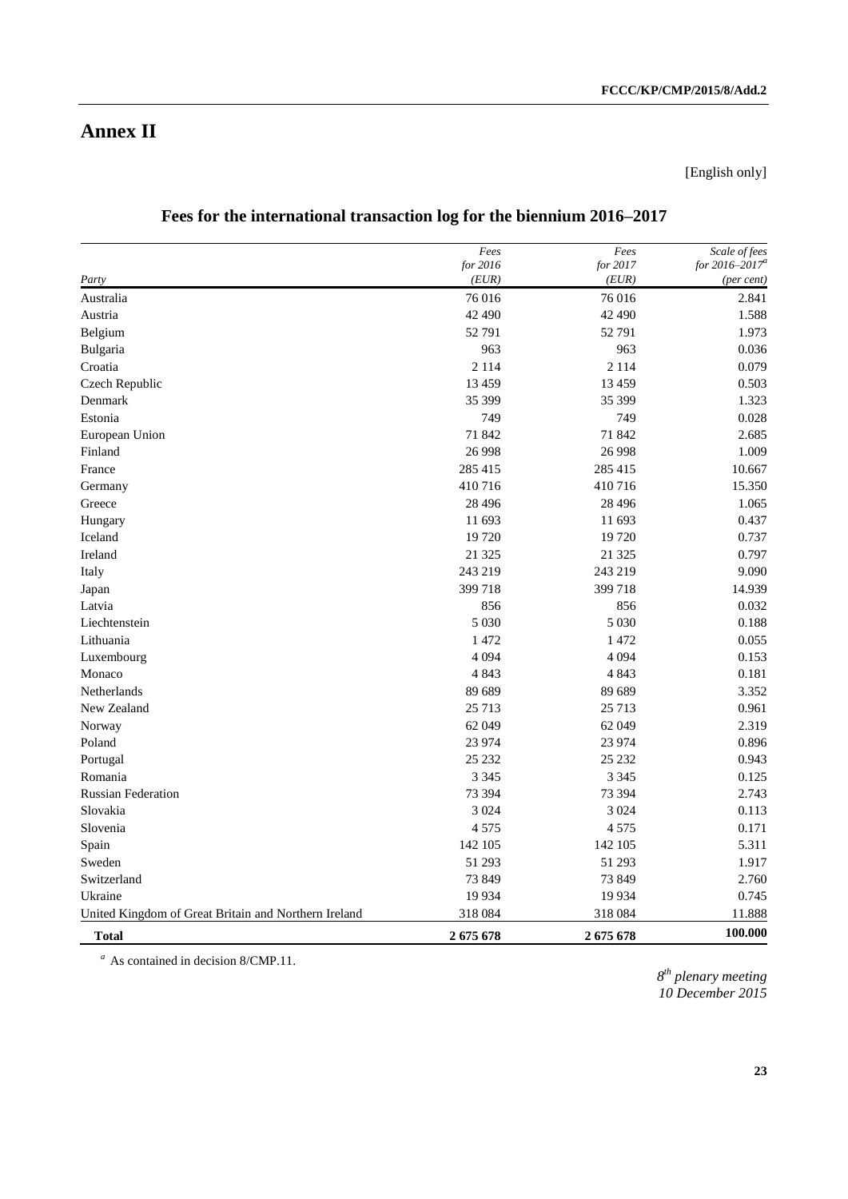# Annex II

[English only]

## Fees for the international transaction log for the biennium 2016–2017

| *Party* | *Fees for 2016 (EUR)* | *Fees for 2017 (EUR)* | *Scale of fees for 2016–2017[a] (per cent)* |
|---|---|---|---|
| Australia | 76 016 | 76 016 | 2.841 |
| Austria | 42 490 | 42 490 | 1.588 |
| Belgium | 52 791 | 52 791 | 1.973 |
| Bulgaria | 963 | 963 | 0.036 |
| Croatia | 2 114 | 2 114 | 0.079 |
| Czech Republic | 13 459 | 13 459 | 0.503 |
| Denmark | 35 399 | 35 399 | 1.323 |
| Estonia | 749 | 749 | 0.028 |
| European Union | 71 842 | 71 842 | 2.685 |
| Finland | 26 998 | 26 998 | 1.009 |
| France | 285 415 | 285 415 | 10.667 |
| Germany | 410 716 | 410 716 | 15.350 |
| Greece | 28 496 | 28 496 | 1.065 |
| Hungary | 11 693 | 11 693 | 0.437 |
| Iceland | 19 720 | 19 720 | 0.737 |
| Ireland | 21 325 | 21 325 | 0.797 |
| Italy | 243 219 | 243 219 | 9.090 |
| Japan | 399 718 | 399 718 | 14.939 |
| Latvia | 856 | 856 | 0.032 |
| Liechtenstein | 5 030 | 5 030 | 0.188 |
| Lithuania | 1 472 | 1 472 | 0.055 |
| Luxembourg | 4 094 | 4 094 | 0.153 |
| Monaco | 4 843 | 4 843 | 0.181 |
| Netherlands | 89 689 | 89 689 | 3.352 |
| New Zealand | 25 713 | 25 713 | 0.961 |
| Norway | 62 049 | 62 049 | 2.319 |
| Poland | 23 974 | 23 974 | 0.896 |
| Portugal | 25 232 | 25 232 | 0.943 |
| Romania | 3 345 | 3 345 | 0.125 |
| Russian Federation | 73 394 | 73 394 | 2.743 |
| Slovakia | 3 024 | 3 024 | 0.113 |
| Slovenia | 4 575 | 4 575 | 0.171 |
| Spain | 142 105 | 142 105 | 5.311 |
| Sweden | 51 293 | 51 293 | 1.917 |
| Switzerland | 73 849 | 73 849 | 2.760 |
| Ukraine | 19 934 | 19 934 | 0.745 |
| United Kingdom of Great Britain and Northern Ireland | 318 084 | 318 084 | 11.888 |
| **Total** | **2 675 678** | **2 675 678** | **100.000** |

[a] As contained in decision 8/CMP.11.

*8th plenary meeting*
*10 December 2015*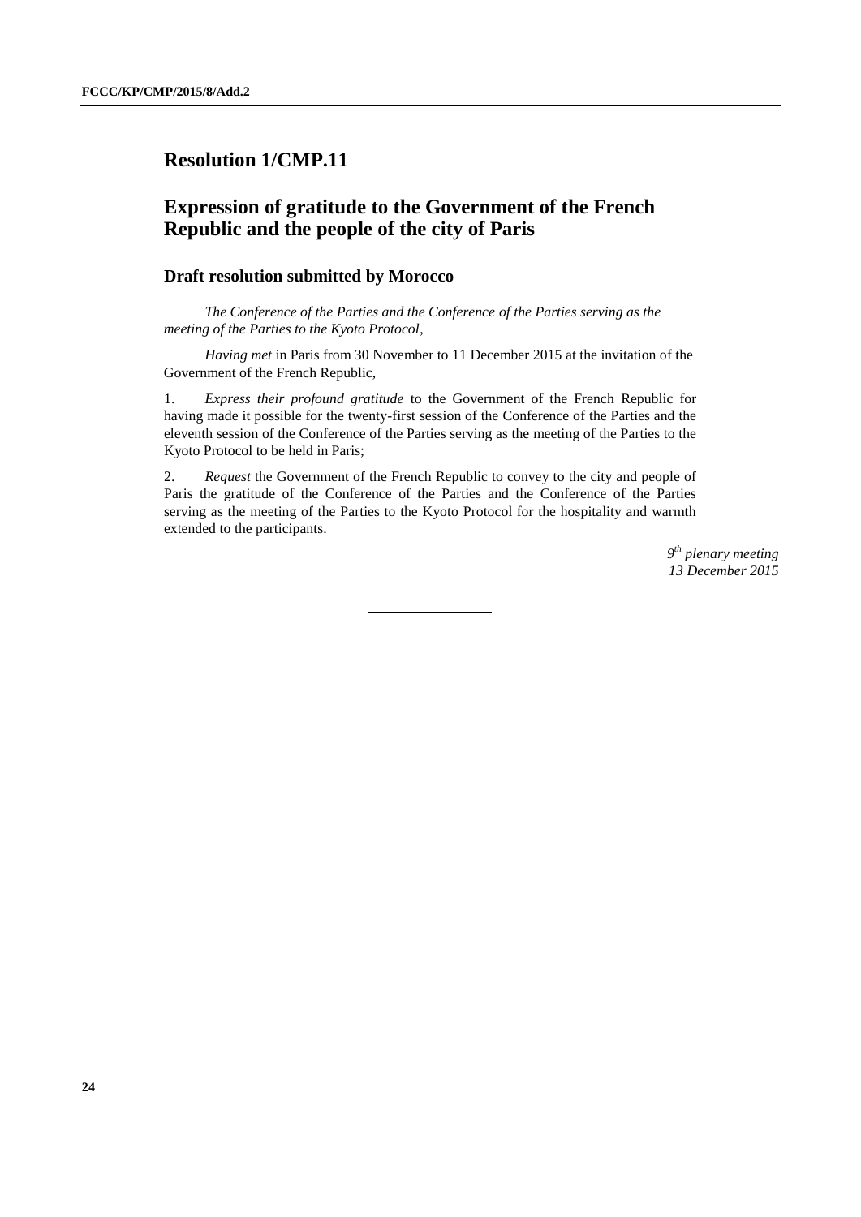## Resolution 1/CMP.11

## Expression of gratitude to the Government of the French Republic and the people of the city of Paris

### Draft resolution submitted by Morocco

*The Conference of the Parties and the Conference of the Parties serving as the meeting of the Parties to the Kyoto Protocol*,

*Having met* in Paris from 30 November to 11 December 2015 at the invitation of the Government of the French Republic,

1. *Express their profound gratitude* to the Government of the French Republic for having made it possible for the twenty-first session of the Conference of the Parties and the eleventh session of the Conference of the Parties serving as the meeting of the Parties to the Kyoto Protocol to be held in Paris;

2. *Request* the Government of the French Republic to convey to the city and people of Paris the gratitude of the Conference of the Parties and the Conference of the Parties serving as the meeting of the Parties to the Kyoto Protocol for the hospitality and warmth extended to the participants.

*9th plenary meeting*
*13 December 2015*